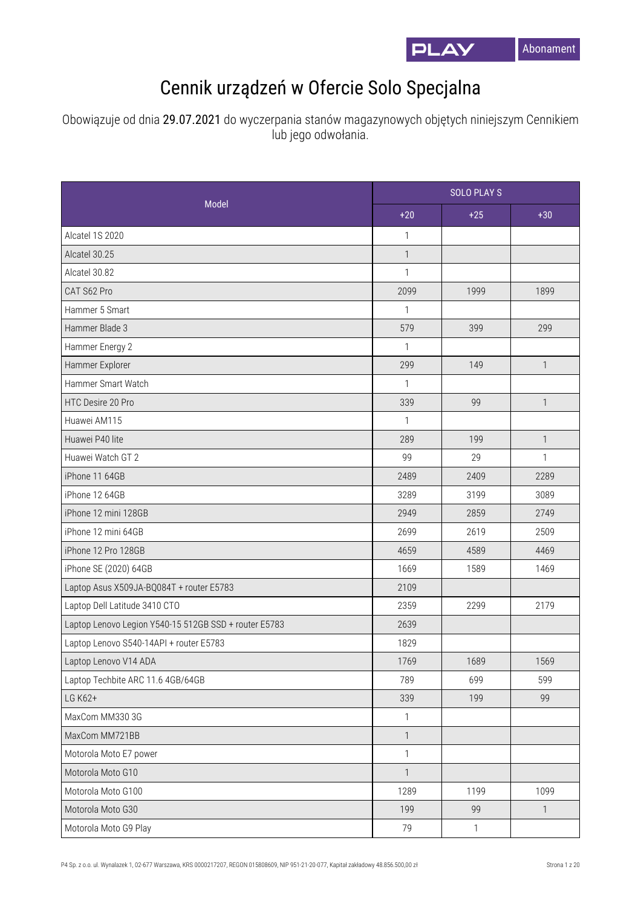# Cennik urządzeń w Ofercie Solo Specjalna

Obowiązuje od dnia **29.07.2021** do wyczerpania stanów magazynowych objętych niniejszym Cennikiem lub jego odwołania.

| Model | SOLO PLAY S | | |
|---|---|---|---|
| | +20 | +25 | +30 |
| Alcatel 1S 2020 | 1 | | |
| Alcatel 30.25 | 1 | | |
| Alcatel 30.82 | 1 | | |
| CAT S62 Pro | 2099 | 1999 | 1899 |
| Hammer 5 Smart | 1 | | |
| Hammer Blade 3 | 579 | 399 | 299 |
| Hammer Energy 2 | 1 | | |
| Hammer Explorer | 299 | 149 | 1 |
| Hammer Smart Watch | 1 | | |
| HTC Desire 20 Pro | 339 | 99 | 1 |
| Huawei AM115 | 1 | | |
| Huawei P40 lite | 289 | 199 | 1 |
| Huawei Watch GT 2 | 99 | 29 | 1 |
| iPhone 11 64GB | 2489 | 2409 | 2289 |
| iPhone 12 64GB | 3289 | 3199 | 3089 |
| iPhone 12 mini 128GB | 2949 | 2859 | 2749 |
| iPhone 12 mini 64GB | 2699 | 2619 | 2509 |
| iPhone 12 Pro 128GB | 4659 | 4589 | 4469 |
| iPhone SE (2020) 64GB | 1669 | 1589 | 1469 |
| Laptop Asus X509JA-BQ084T + router E5783 | 2109 | | |
| Laptop Dell Latitude 3410 CTO | 2359 | 2299 | 2179 |
| Laptop Lenovo Legion Y540-15 512GB SSD + router E5783 | 2639 | | |
| Laptop Lenovo S540-14API + router E5783 | 1829 | | |
| Laptop Lenovo V14 ADA | 1769 | 1689 | 1569 |
| Laptop Techbite ARC 11.6 4GB/64GB | 789 | 699 | 599 |
| LG K62+ | 339 | 199 | 99 |
| MaxCom MM330 3G | 1 | | |
| MaxCom MM721BB | 1 | | |
| Motorola Moto E7 power | 1 | | |
| Motorola Moto G10 | 1 | | |
| Motorola Moto G100 | 1289 | 1199 | 1099 |
| Motorola Moto G30 | 199 | 99 | 1 |
| Motorola Moto G9 Play | 79 | 1 | |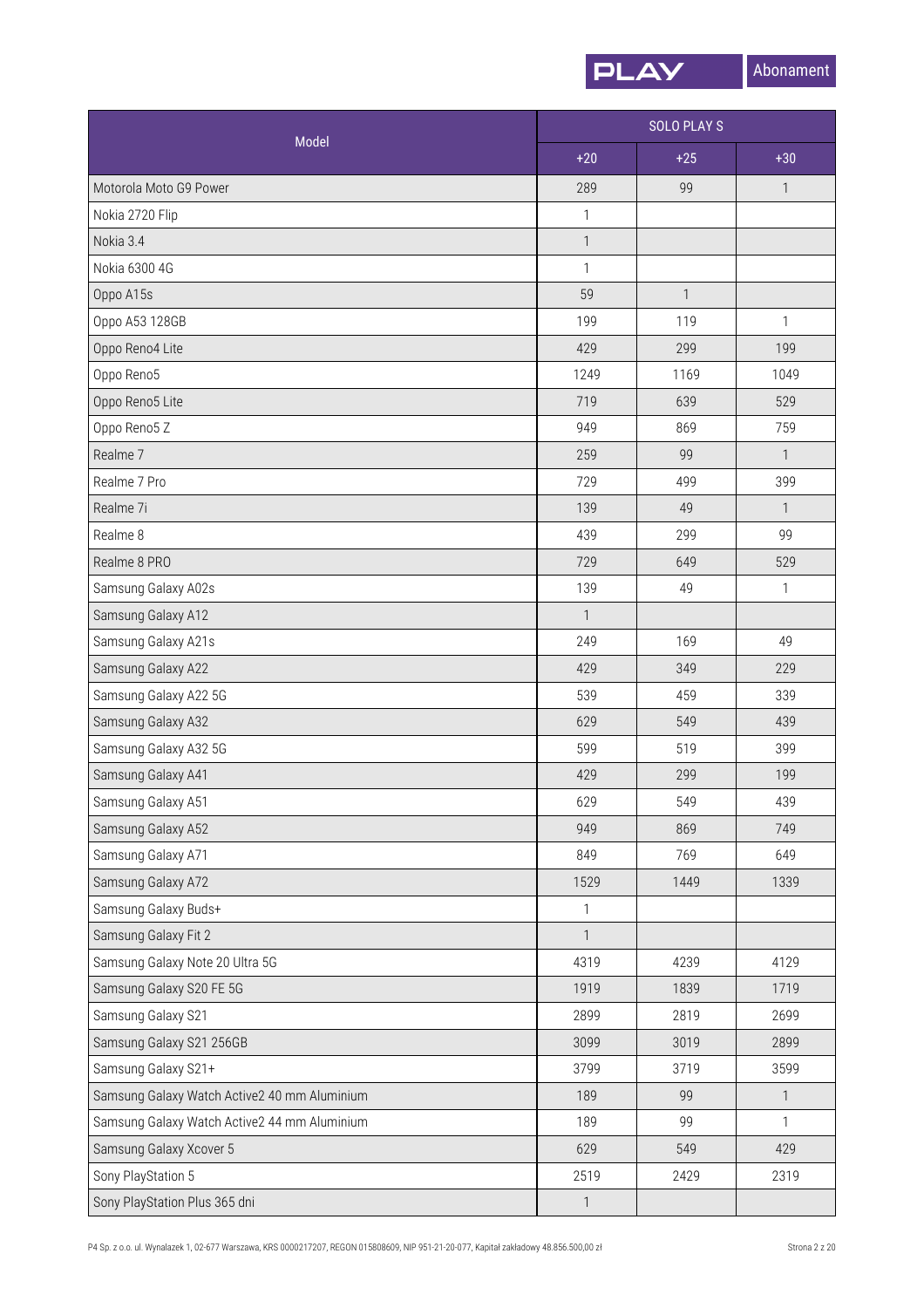| Model | SOLO PLAY S | | |
|---|---|---|---|
| | +20 | +25 | +30 |
| Motorola Moto G9 Power | 289 | 99 | 1 |
| Nokia 2720 Flip | 1 | | |
| Nokia 3.4 | 1 | | |
| Nokia 6300 4G | 1 | | |
| Oppo A15s | 59 | 1 | |
| Oppo A53 128GB | 199 | 119 | 1 |
| Oppo Reno4 Lite | 429 | 299 | 199 |
| Oppo Reno5 | 1249 | 1169 | 1049 |
| Oppo Reno5 Lite | 719 | 639 | 529 |
| Oppo Reno5 Z | 949 | 869 | 759 |
| Realme 7 | 259 | 99 | 1 |
| Realme 7 Pro | 729 | 499 | 399 |
| Realme 7i | 139 | 49 | 1 |
| Realme 8 | 439 | 299 | 99 |
| Realme 8 PRO | 729 | 649 | 529 |
| Samsung Galaxy A02s | 139 | 49 | 1 |
| Samsung Galaxy A12 | 1 | | |
| Samsung Galaxy A21s | 249 | 169 | 49 |
| Samsung Galaxy A22 | 429 | 349 | 229 |
| Samsung Galaxy A22 5G | 539 | 459 | 339 |
| Samsung Galaxy A32 | 629 | 549 | 439 |
| Samsung Galaxy A32 5G | 599 | 519 | 399 |
| Samsung Galaxy A41 | 429 | 299 | 199 |
| Samsung Galaxy A51 | 629 | 549 | 439 |
| Samsung Galaxy A52 | 949 | 869 | 749 |
| Samsung Galaxy A71 | 849 | 769 | 649 |
| Samsung Galaxy A72 | 1529 | 1449 | 1339 |
| Samsung Galaxy Buds+ | 1 | | |
| Samsung Galaxy Fit 2 | 1 | | |
| Samsung Galaxy Note 20 Ultra 5G | 4319 | 4239 | 4129 |
| Samsung Galaxy S20 FE 5G | 1919 | 1839 | 1719 |
| Samsung Galaxy S21 | 2899 | 2819 | 2699 |
| Samsung Galaxy S21 256GB | 3099 | 3019 | 2899 |
| Samsung Galaxy S21+ | 3799 | 3719 | 3599 |
| Samsung Galaxy Watch Active2 40 mm Aluminium | 189 | 99 | 1 |
| Samsung Galaxy Watch Active2 44 mm Aluminium | 189 | 99 | 1 |
| Samsung Galaxy Xcover 5 | 629 | 549 | 429 |
| Sony PlayStation 5 | 2519 | 2429 | 2319 |
| Sony PlayStation Plus 365 dni | 1 | | |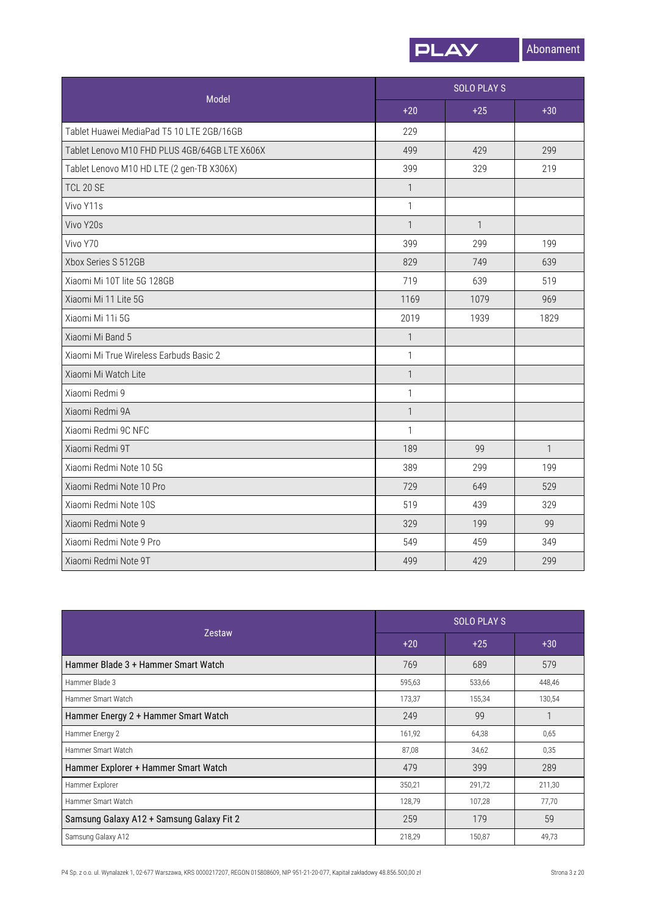| Model | SOLO PLAY S | | |
|---|---|---|---|
| | +20 | +25 | +30 |
| Tablet Huawei MediaPad T5 10 LTE 2GB/16GB | 229 | | |
| Tablet Lenovo M10 FHD PLUS 4GB/64GB LTE X606X | 499 | 429 | 299 |
| Tablet Lenovo M10 HD LTE (2 gen-TB X306X) | 399 | 329 | 219 |
| TCL 20 SE | 1 | | |
| Vivo Y11s | 1 | | |
| Vivo Y20s | 1 | 1 | |
| Vivo Y70 | 399 | 299 | 199 |
| Xbox Series S 512GB | 829 | 749 | 639 |
| Xiaomi Mi 10T lite 5G 128GB | 719 | 639 | 519 |
| Xiaomi Mi 11 Lite 5G | 1169 | 1079 | 969 |
| Xiaomi Mi 11i 5G | 2019 | 1939 | 1829 |
| Xiaomi Mi Band 5 | 1 | | |
| Xiaomi Mi True Wireless Earbuds Basic 2 | 1 | | |
| Xiaomi Mi Watch Lite | 1 | | |
| Xiaomi Redmi 9 | 1 | | |
| Xiaomi Redmi 9A | 1 | | |
| Xiaomi Redmi 9C NFC | 1 | | |
| Xiaomi Redmi 9T | 189 | 99 | 1 |
| Xiaomi Redmi Note 10 5G | 389 | 299 | 199 |
| Xiaomi Redmi Note 10 Pro | 729 | 649 | 529 |
| Xiaomi Redmi Note 10S | 519 | 439 | 329 |
| Xiaomi Redmi Note 9 | 329 | 199 | 99 |
| Xiaomi Redmi Note 9 Pro | 549 | 459 | 349 |
| Xiaomi Redmi Note 9T | 499 | 429 | 299 |

| Zestaw | SOLO PLAY S | | |
|---|---|---|---|
| | +20 | +25 | +30 |
| Hammer Blade 3 + Hammer Smart Watch | 769 | 689 | 579 |
| Hammer Blade 3 | 595,63 | 533,66 | 448,46 |
| Hammer Smart Watch | 173,37 | 155,34 | 130,54 |
| Hammer Energy 2 + Hammer Smart Watch | 249 | 99 | 1 |
| Hammer Energy 2 | 161,92 | 64,38 | 0,65 |
| Hammer Smart Watch | 87,08 | 34,62 | 0,35 |
| Hammer Explorer + Hammer Smart Watch | 479 | 399 | 289 |
| Hammer Explorer | 350,21 | 291,72 | 211,30 |
| Hammer Smart Watch | 128,79 | 107,28 | 77,70 |
| Samsung Galaxy A12 + Samsung Galaxy Fit 2 | 259 | 179 | 59 |
| Samsung Galaxy A12 | 218,29 | 150,87 | 49,73 |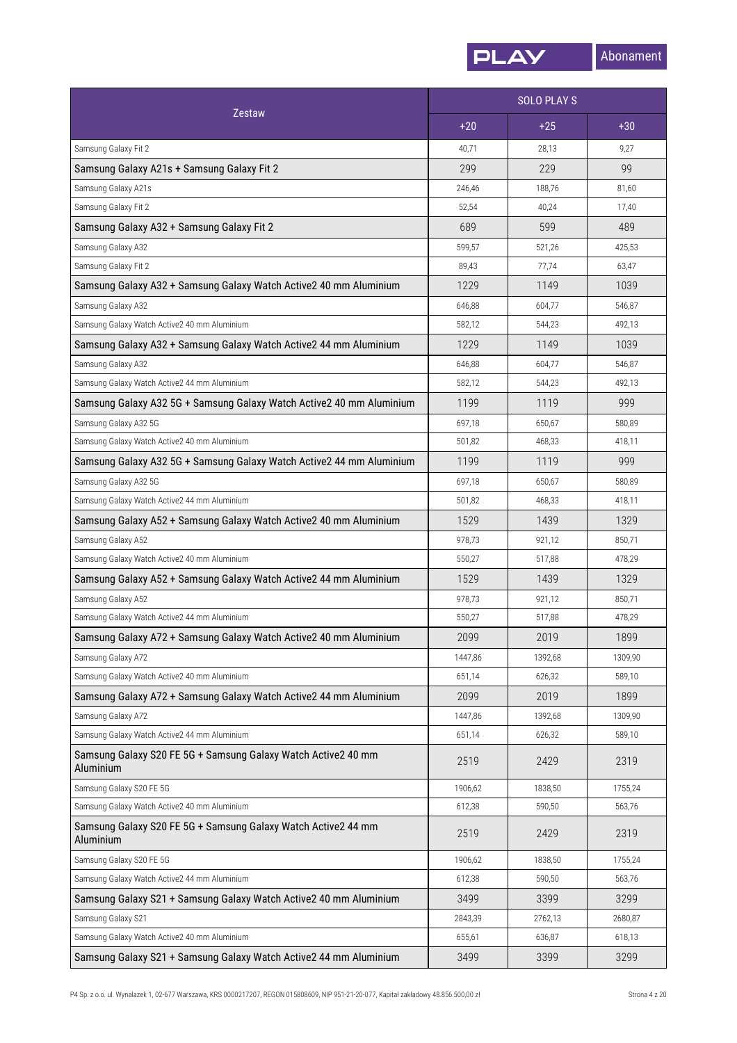| Zestaw | SOLO PLAY S | | |
|---|---|---|---|
| | +20 | +25 | +30 |
| Samsung Galaxy Fit 2 | 40,71 | 28,13 | 9,27 |
| Samsung Galaxy A21s + Samsung Galaxy Fit 2 | 299 | 229 | 99 |
| Samsung Galaxy A21s | 246,46 | 188,76 | 81,60 |
| Samsung Galaxy Fit 2 | 52,54 | 40,24 | 17,40 |
| Samsung Galaxy A32 + Samsung Galaxy Fit 2 | 689 | 599 | 489 |
| Samsung Galaxy A32 | 599,57 | 521,26 | 425,53 |
| Samsung Galaxy Fit 2 | 89,43 | 77,74 | 63,47 |
| Samsung Galaxy A32 + Samsung Galaxy Watch Active2 40 mm Aluminium | 1229 | 1149 | 1039 |
| Samsung Galaxy A32 | 646,88 | 604,77 | 546,87 |
| Samsung Galaxy Watch Active2 40 mm Aluminium | 582,12 | 544,23 | 492,13 |
| Samsung Galaxy A32 + Samsung Galaxy Watch Active2 44 mm Aluminium | 1229 | 1149 | 1039 |
| Samsung Galaxy A32 | 646,88 | 604,77 | 546,87 |
| Samsung Galaxy Watch Active2 44 mm Aluminium | 582,12 | 544,23 | 492,13 |
| Samsung Galaxy A32 5G + Samsung Galaxy Watch Active2 40 mm Aluminium | 1199 | 1119 | 999 |
| Samsung Galaxy A32 5G | 697,18 | 650,67 | 580,89 |
| Samsung Galaxy Watch Active2 40 mm Aluminium | 501,82 | 468,33 | 418,11 |
| Samsung Galaxy A32 5G + Samsung Galaxy Watch Active2 44 mm Aluminium | 1199 | 1119 | 999 |
| Samsung Galaxy A32 5G | 697,18 | 650,67 | 580,89 |
| Samsung Galaxy Watch Active2 44 mm Aluminium | 501,82 | 468,33 | 418,11 |
| Samsung Galaxy A52 + Samsung Galaxy Watch Active2 40 mm Aluminium | 1529 | 1439 | 1329 |
| Samsung Galaxy A52 | 978,73 | 921,12 | 850,71 |
| Samsung Galaxy Watch Active2 40 mm Aluminium | 550,27 | 517,88 | 478,29 |
| Samsung Galaxy A52 + Samsung Galaxy Watch Active2 44 mm Aluminium | 1529 | 1439 | 1329 |
| Samsung Galaxy A52 | 978,73 | 921,12 | 850,71 |
| Samsung Galaxy Watch Active2 44 mm Aluminium | 550,27 | 517,88 | 478,29 |
| Samsung Galaxy A72 + Samsung Galaxy Watch Active2 40 mm Aluminium | 2099 | 2019 | 1899 |
| Samsung Galaxy A72 | 1447,86 | 1392,68 | 1309,90 |
| Samsung Galaxy Watch Active2 40 mm Aluminium | 651,14 | 626,32 | 589,10 |
| Samsung Galaxy A72 + Samsung Galaxy Watch Active2 44 mm Aluminium | 2099 | 2019 | 1899 |
| Samsung Galaxy A72 | 1447,86 | 1392,68 | 1309,90 |
| Samsung Galaxy Watch Active2 44 mm Aluminium | 651,14 | 626,32 | 589,10 |
| Samsung Galaxy S20 FE 5G + Samsung Galaxy Watch Active2 40 mm Aluminium | 2519 | 2429 | 2319 |
| Samsung Galaxy S20 FE 5G | 1906,62 | 1838,50 | 1755,24 |
| Samsung Galaxy Watch Active2 40 mm Aluminium | 612,38 | 590,50 | 563,76 |
| Samsung Galaxy S20 FE 5G + Samsung Galaxy Watch Active2 44 mm Aluminium | 2519 | 2429 | 2319 |
| Samsung Galaxy S20 FE 5G | 1906,62 | 1838,50 | 1755,24 |
| Samsung Galaxy Watch Active2 44 mm Aluminium | 612,38 | 590,50 | 563,76 |
| Samsung Galaxy S21 + Samsung Galaxy Watch Active2 40 mm Aluminium | 3499 | 3399 | 3299 |
| Samsung Galaxy S21 | 2843,39 | 2762,13 | 2680,87 |
| Samsung Galaxy Watch Active2 40 mm Aluminium | 655,61 | 636,87 | 618,13 |
| Samsung Galaxy S21 + Samsung Galaxy Watch Active2 44 mm Aluminium | 3499 | 3399 | 3299 |

P4 Sp. z o.o. ul. Wynalazek 1, 02-677 Warszawa, KRS 0000217207, REGON 015808609, NIP 951-21-20-077, Kapitał zakładowy 48.856.500,00 zł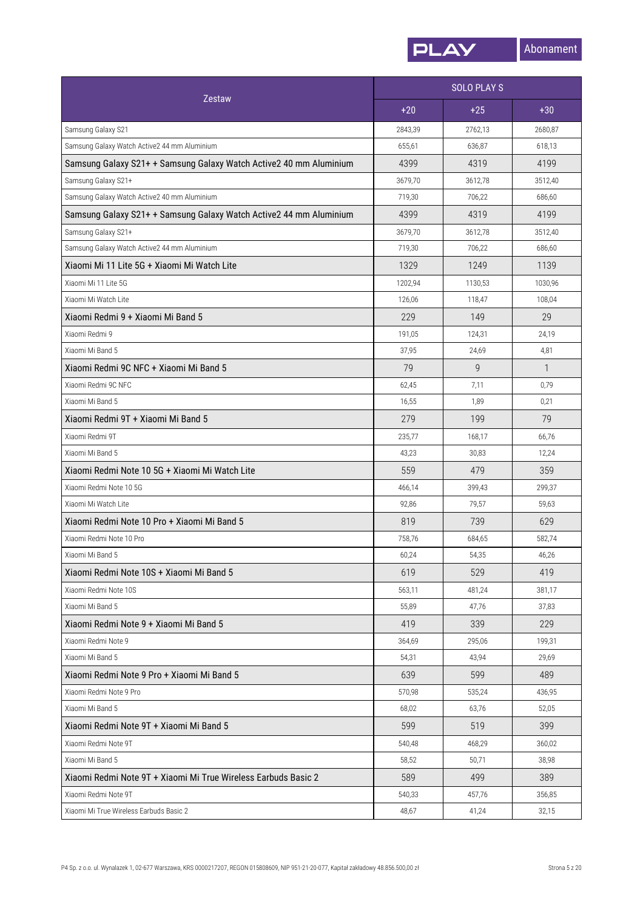| Zestaw | SOLO PLAY S | | |
|---|---|---|---|
| | +20 | +25 | +30 |
| Samsung Galaxy S21 | 2843,39 | 2762,13 | 2680,87 |
| Samsung Galaxy Watch Active2 44 mm Aluminium | 655,61 | 636,87 | 618,13 |
| Samsung Galaxy S21+ + Samsung Galaxy Watch Active2 40 mm Aluminium | 4399 | 4319 | 4199 |
| Samsung Galaxy S21+ | 3679,70 | 3612,78 | 3512,40 |
| Samsung Galaxy Watch Active2 40 mm Aluminium | 719,30 | 706,22 | 686,60 |
| Samsung Galaxy S21+ + Samsung Galaxy Watch Active2 44 mm Aluminium | 4399 | 4319 | 4199 |
| Samsung Galaxy S21+ | 3679,70 | 3612,78 | 3512,40 |
| Samsung Galaxy Watch Active2 44 mm Aluminium | 719,30 | 706,22 | 686,60 |
| Xiaomi Mi 11 Lite 5G + Xiaomi Mi Watch Lite | 1329 | 1249 | 1139 |
| Xiaomi Mi 11 Lite 5G | 1202,94 | 1130,53 | 1030,96 |
| Xiaomi Mi Watch Lite | 126,06 | 118,47 | 108,04 |
| Xiaomi Redmi 9 + Xiaomi Mi Band 5 | 229 | 149 | 29 |
| Xiaomi Redmi 9 | 191,05 | 124,31 | 24,19 |
| Xiaomi Mi Band 5 | 37,95 | 24,69 | 4,81 |
| Xiaomi Redmi 9C NFC + Xiaomi Mi Band 5 | 79 | 9 | 1 |
| Xiaomi Redmi 9C NFC | 62,45 | 7,11 | 0,79 |
| Xiaomi Mi Band 5 | 16,55 | 1,89 | 0,21 |
| Xiaomi Redmi 9T + Xiaomi Mi Band 5 | 279 | 199 | 79 |
| Xiaomi Redmi 9T | 235,77 | 168,17 | 66,76 |
| Xiaomi Mi Band 5 | 43,23 | 30,83 | 12,24 |
| Xiaomi Redmi Note 10 5G + Xiaomi Mi Watch Lite | 559 | 479 | 359 |
| Xiaomi Redmi Note 10 5G | 466,14 | 399,43 | 299,37 |
| Xiaomi Mi Watch Lite | 92,86 | 79,57 | 59,63 |
| Xiaomi Redmi Note 10 Pro + Xiaomi Mi Band 5 | 819 | 739 | 629 |
| Xiaomi Redmi Note 10 Pro | 758,76 | 684,65 | 582,74 |
| Xiaomi Mi Band 5 | 60,24 | 54,35 | 46,26 |
| Xiaomi Redmi Note 10S + Xiaomi Mi Band 5 | 619 | 529 | 419 |
| Xiaomi Redmi Note 10S | 563,11 | 481,24 | 381,17 |
| Xiaomi Mi Band 5 | 55,89 | 47,76 | 37,83 |
| Xiaomi Redmi Note 9 + Xiaomi Mi Band 5 | 419 | 339 | 229 |
| Xiaomi Redmi Note 9 | 364,69 | 295,06 | 199,31 |
| Xiaomi Mi Band 5 | 54,31 | 43,94 | 29,69 |
| Xiaomi Redmi Note 9 Pro + Xiaomi Mi Band 5 | 639 | 599 | 489 |
| Xiaomi Redmi Note 9 Pro | 570,98 | 535,24 | 436,95 |
| Xiaomi Mi Band 5 | 68,02 | 63,76 | 52,05 |
| Xiaomi Redmi Note 9T + Xiaomi Mi Band 5 | 599 | 519 | 399 |
| Xiaomi Redmi Note 9T | 540,48 | 468,29 | 360,02 |
| Xiaomi Mi Band 5 | 58,52 | 50,71 | 38,98 |
| Xiaomi Redmi Note 9T + Xiaomi Mi True Wireless Earbuds Basic 2 | 589 | 499 | 389 |
| Xiaomi Redmi Note 9T | 540,33 | 457,76 | 356,85 |
| Xiaomi Mi True Wireless Earbuds Basic 2 | 48,67 | 41,24 | 32,15 |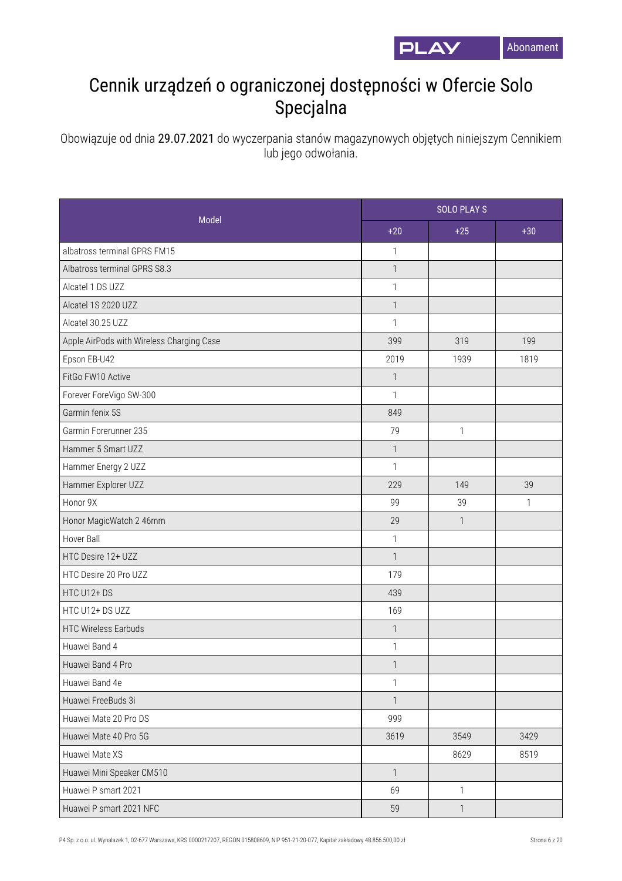# Cennik urządzeń o ograniczonej dostępności w Ofercie Solo Specjalna

Obowiązuje od dnia **29.07.2021** do wyczerpania stanów magazynowych objętych niniejszym Cennikiem lub jego odwołania.

| Model | SOLO PLAY S | | |
|---|---|---|---|
| | +20 | +25 | +30 |
| albatross terminal GPRS FM15 | 1 | | |
| Albatross terminal GPRS S8.3 | 1 | | |
| Alcatel 1 DS UZZ | 1 | | |
| Alcatel 1S 2020 UZZ | 1 | | |
| Alcatel 30.25 UZZ | 1 | | |
| Apple AirPods with Wireless Charging Case | 399 | 319 | 199 |
| Epson EB-U42 | 2019 | 1939 | 1819 |
| FitGo FW10 Active | 1 | | |
| Forever ForeVigo SW-300 | 1 | | |
| Garmin fenix 5S | 849 | | |
| Garmin Forerunner 235 | 79 | 1 | |
| Hammer 5 Smart UZZ | 1 | | |
| Hammer Energy 2 UZZ | 1 | | |
| Hammer Explorer UZZ | 229 | 149 | 39 |
| Honor 9X | 99 | 39 | 1 |
| Honor MagicWatch 2 46mm | 29 | 1 | |
| Hover Ball | 1 | | |
| HTC Desire 12+ UZZ | 1 | | |
| HTC Desire 20 Pro UZZ | 179 | | |
| HTC U12+ DS | 439 | | |
| HTC U12+ DS UZZ | 169 | | |
| HTC Wireless Earbuds | 1 | | |
| Huawei Band 4 | 1 | | |
| Huawei Band 4 Pro | 1 | | |
| Huawei Band 4e | 1 | | |
| Huawei FreeBuds 3i | 1 | | |
| Huawei Mate 20 Pro DS | 999 | | |
| Huawei Mate 40 Pro 5G | 3619 | 3549 | 3429 |
| Huawei Mate XS | | 8629 | 8519 |
| Huawei Mini Speaker CM510 | 1 | | |
| Huawei P smart 2021 | 69 | 1 | |
| Huawei P smart 2021 NFC | 59 | 1 | |

P4 Sp. z o.o. ul. Wynalazek 1, 02-677 Warszawa, KRS 0000217207, REGON 015808609, NIP 951-21-20-077, Kapitał zakładowy 48.856.500,00 zł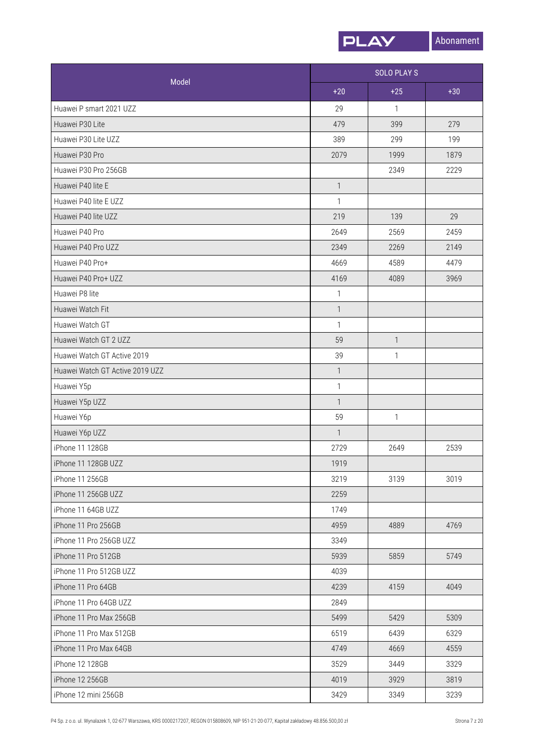| Model | SOLO PLAY S | | |
|---|---|---|---|
| | +20 | +25 | +30 |
| Huawei P smart 2021 UZZ | 29 | 1 | |
| Huawei P30 Lite | 479 | 399 | 279 |
| Huawei P30 Lite UZZ | 389 | 299 | 199 |
| Huawei P30 Pro | 2079 | 1999 | 1879 |
| Huawei P30 Pro 256GB | | 2349 | 2229 |
| Huawei P40 lite E | 1 | | |
| Huawei P40 lite E UZZ | 1 | | |
| Huawei P40 lite UZZ | 219 | 139 | 29 |
| Huawei P40 Pro | 2649 | 2569 | 2459 |
| Huawei P40 Pro UZZ | 2349 | 2269 | 2149 |
| Huawei P40 Pro+ | 4669 | 4589 | 4479 |
| Huawei P40 Pro+ UZZ | 4169 | 4089 | 3969 |
| Huawei P8 lite | 1 | | |
| Huawei Watch Fit | 1 | | |
| Huawei Watch GT | 1 | | |
| Huawei Watch GT 2 UZZ | 59 | 1 | |
| Huawei Watch GT Active 2019 | 39 | 1 | |
| Huawei Watch GT Active 2019 UZZ | 1 | | |
| Huawei Y5p | 1 | | |
| Huawei Y5p UZZ | 1 | | |
| Huawei Y6p | 59 | 1 | |
| Huawei Y6p UZZ | 1 | | |
| iPhone 11 128GB | 2729 | 2649 | 2539 |
| iPhone 11 128GB UZZ | 1919 | | |
| iPhone 11 256GB | 3219 | 3139 | 3019 |
| iPhone 11 256GB UZZ | 2259 | | |
| iPhone 11 64GB UZZ | 1749 | | |
| iPhone 11 Pro 256GB | 4959 | 4889 | 4769 |
| iPhone 11 Pro 256GB UZZ | 3349 | | |
| iPhone 11 Pro 512GB | 5939 | 5859 | 5749 |
| iPhone 11 Pro 512GB UZZ | 4039 | | |
| iPhone 11 Pro 64GB | 4239 | 4159 | 4049 |
| iPhone 11 Pro 64GB UZZ | 2849 | | |
| iPhone 11 Pro Max 256GB | 5499 | 5429 | 5309 |
| iPhone 11 Pro Max 512GB | 6519 | 6439 | 6329 |
| iPhone 11 Pro Max 64GB | 4749 | 4669 | 4559 |
| iPhone 12 128GB | 3529 | 3449 | 3329 |
| iPhone 12 256GB | 4019 | 3929 | 3819 |
| iPhone 12 mini 256GB | 3429 | 3349 | 3239 |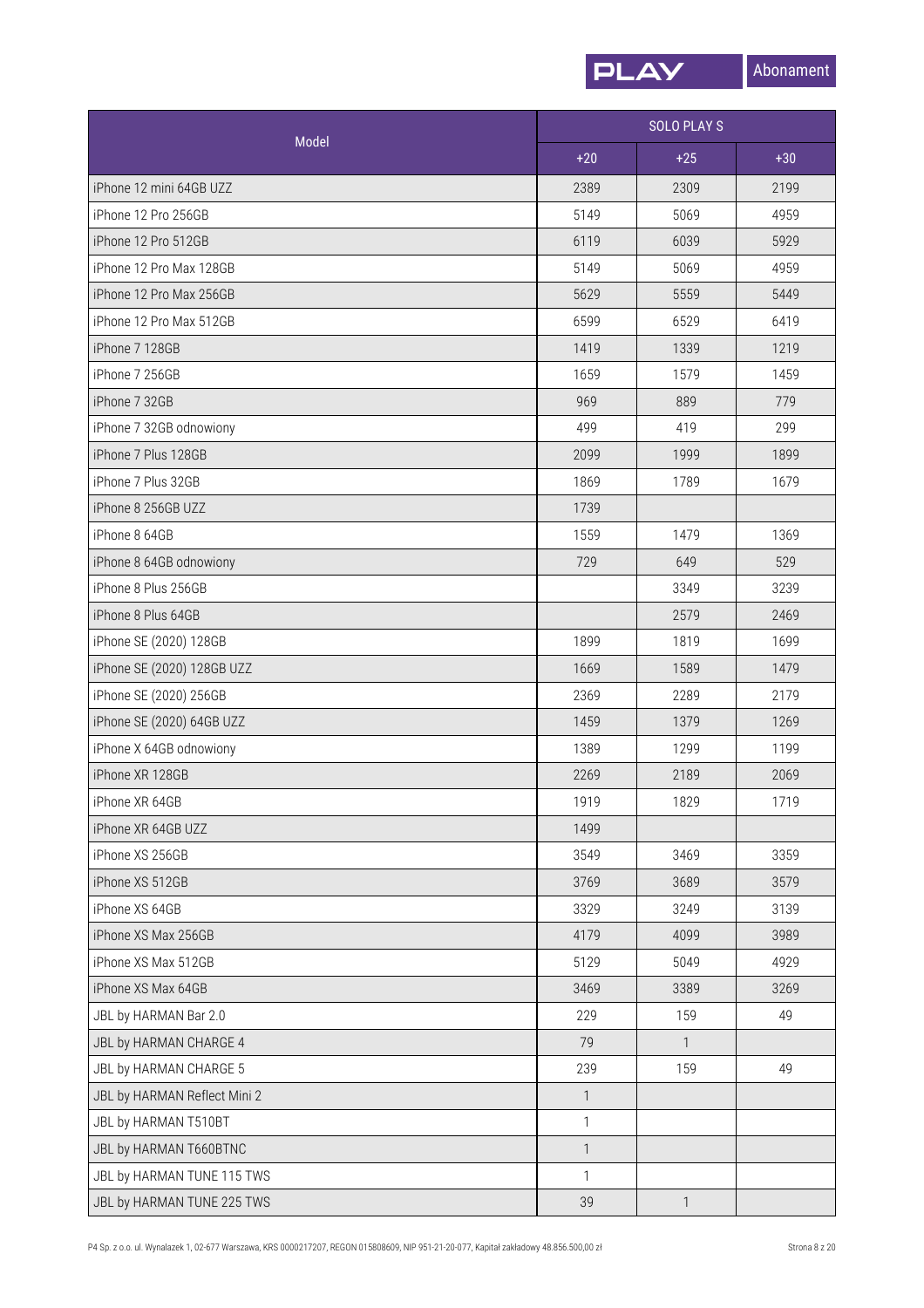| Model | SOLO PLAY S | | |
|---|---|---|---|
| | +20 | +25 | +30 |
| iPhone 12 mini 64GB UZZ | 2389 | 2309 | 2199 |
| iPhone 12 Pro 256GB | 5149 | 5069 | 4959 |
| iPhone 12 Pro 512GB | 6119 | 6039 | 5929 |
| iPhone 12 Pro Max 128GB | 5149 | 5069 | 4959 |
| iPhone 12 Pro Max 256GB | 5629 | 5559 | 5449 |
| iPhone 12 Pro Max 512GB | 6599 | 6529 | 6419 |
| iPhone 7 128GB | 1419 | 1339 | 1219 |
| iPhone 7 256GB | 1659 | 1579 | 1459 |
| iPhone 7 32GB | 969 | 889 | 779 |
| iPhone 7 32GB odnowiony | 499 | 419 | 299 |
| iPhone 7 Plus 128GB | 2099 | 1999 | 1899 |
| iPhone 7 Plus 32GB | 1869 | 1789 | 1679 |
| iPhone 8 256GB UZZ | 1739 | | |
| iPhone 8 64GB | 1559 | 1479 | 1369 |
| iPhone 8 64GB odnowiony | 729 | 649 | 529 |
| iPhone 8 Plus 256GB | | 3349 | 3239 |
| iPhone 8 Plus 64GB | | 2579 | 2469 |
| iPhone SE (2020) 128GB | 1899 | 1819 | 1699 |
| iPhone SE (2020) 128GB UZZ | 1669 | 1589 | 1479 |
| iPhone SE (2020) 256GB | 2369 | 2289 | 2179 |
| iPhone SE (2020) 64GB UZZ | 1459 | 1379 | 1269 |
| iPhone X 64GB odnowiony | 1389 | 1299 | 1199 |
| iPhone XR 128GB | 2269 | 2189 | 2069 |
| iPhone XR 64GB | 1919 | 1829 | 1719 |
| iPhone XR 64GB UZZ | 1499 | | |
| iPhone XS 256GB | 3549 | 3469 | 3359 |
| iPhone XS 512GB | 3769 | 3689 | 3579 |
| iPhone XS 64GB | 3329 | 3249 | 3139 |
| iPhone XS Max 256GB | 4179 | 4099 | 3989 |
| iPhone XS Max 512GB | 5129 | 5049 | 4929 |
| iPhone XS Max 64GB | 3469 | 3389 | 3269 |
| JBL by HARMAN Bar 2.0 | 229 | 159 | 49 |
| JBL by HARMAN CHARGE 4 | 79 | 1 | |
| JBL by HARMAN CHARGE 5 | 239 | 159 | 49 |
| JBL by HARMAN Reflect Mini 2 | 1 | | |
| JBL by HARMAN T510BT | 1 | | |
| JBL by HARMAN T660BTNC | 1 | | |
| JBL by HARMAN TUNE 115 TWS | 1 | | |
| JBL by HARMAN TUNE 225 TWS | 39 | 1 | |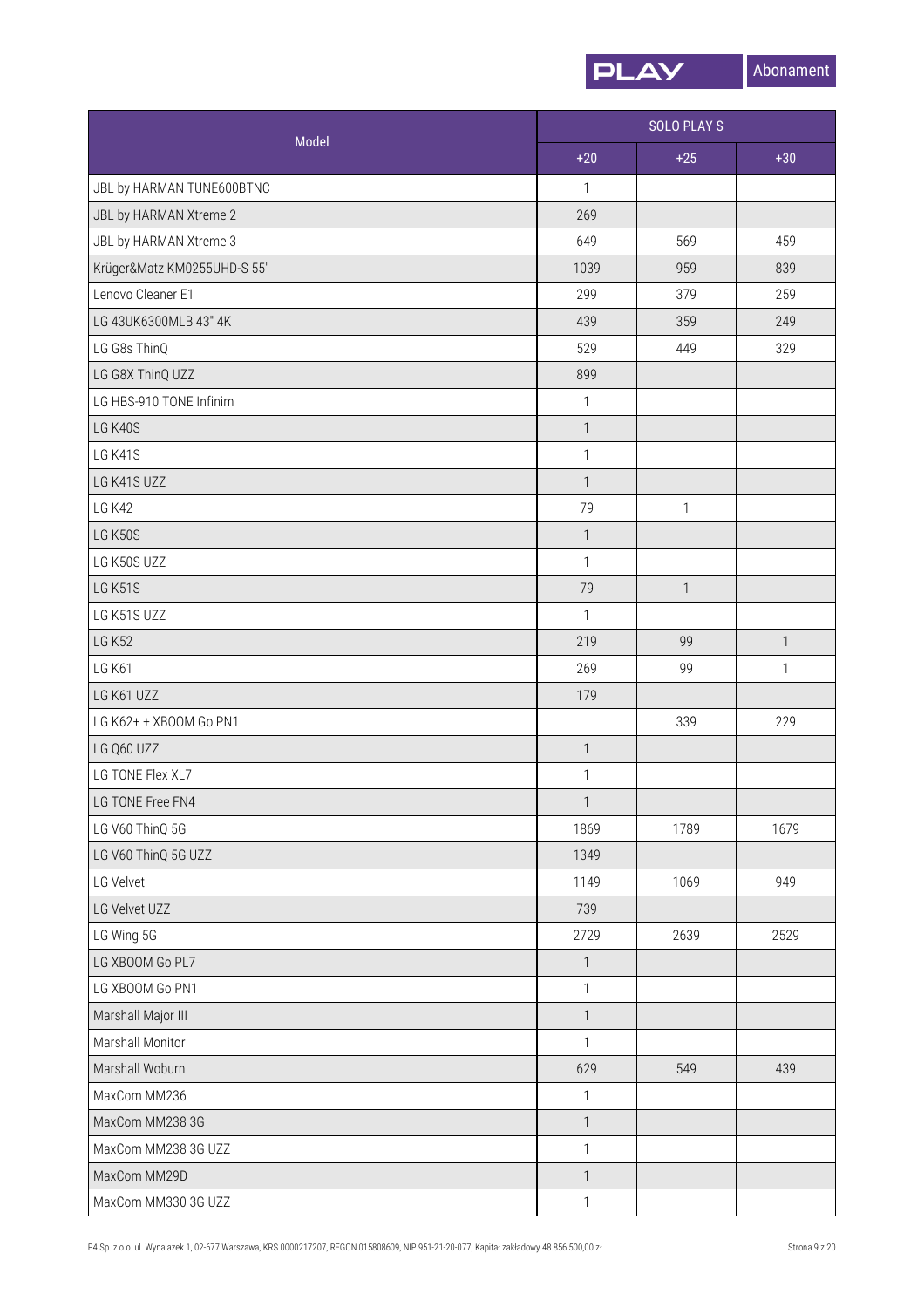| Model | SOLO PLAY S | | |
|---|---|---|---|
| | +20 | +25 | +30 |
| JBL by HARMAN TUNE600BTNC | 1 | | |
| JBL by HARMAN Xtreme 2 | 269 | | |
| JBL by HARMAN Xtreme 3 | 649 | 569 | 459 |
| Krüger&Matz KM0255UHD-S 55" | 1039 | 959 | 839 |
| Lenovo Cleaner E1 | 299 | 379 | 259 |
| LG 43UK6300MLB 43" 4K | 439 | 359 | 249 |
| LG G8s ThinQ | 529 | 449 | 329 |
| LG G8X ThinQ UZZ | 899 | | |
| LG HBS-910 TONE Infinim | 1 | | |
| LG K40S | 1 | | |
| LG K41S | 1 | | |
| LG K41S UZZ | 1 | | |
| LG K42 | 79 | 1 | |
| LG K50S | 1 | | |
| LG K50S UZZ | 1 | | |
| LG K51S | 79 | 1 | |
| LG K51S UZZ | 1 | | |
| LG K52 | 219 | 99 | 1 |
| LG K61 | 269 | 99 | 1 |
| LG K61 UZZ | 179 | | |
| LG K62+ + XBOOM Go PN1 | | 339 | 229 |
| LG Q60 UZZ | 1 | | |
| LG TONE Flex XL7 | 1 | | |
| LG TONE Free FN4 | 1 | | |
| LG V60 ThinQ 5G | 1869 | 1789 | 1679 |
| LG V60 ThinQ 5G UZZ | 1349 | | |
| LG Velvet | 1149 | 1069 | 949 |
| LG Velvet UZZ | 739 | | |
| LG Wing 5G | 2729 | 2639 | 2529 |
| LG XBOOM Go PL7 | 1 | | |
| LG XBOOM Go PN1 | 1 | | |
| Marshall Major III | 1 | | |
| Marshall Monitor | 1 | | |
| Marshall Woburn | 629 | 549 | 439 |
| MaxCom MM236 | 1 | | |
| MaxCom MM238 3G | 1 | | |
| MaxCom MM238 3G UZZ | 1 | | |
| MaxCom MM29D | 1 | | |
| MaxCom MM330 3G UZZ | 1 | | |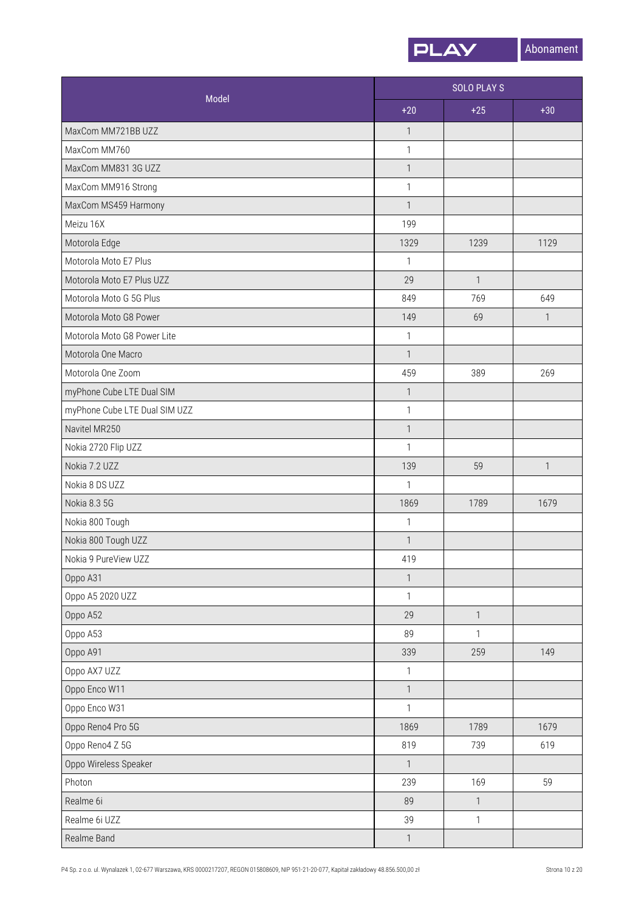| Model | SOLO PLAY S | | |
|---|---|---|---|
| | +20 | +25 | +30 |
| MaxCom MM721BB UZZ | 1 | | |
| MaxCom MM760 | 1 | | |
| MaxCom MM831 3G UZZ | 1 | | |
| MaxCom MM916 Strong | 1 | | |
| MaxCom MS459 Harmony | 1 | | |
| Meizu 16X | 199 | | |
| Motorola Edge | 1329 | 1239 | 1129 |
| Motorola Moto E7 Plus | 1 | | |
| Motorola Moto E7 Plus UZZ | 29 | 1 | |
| Motorola Moto G 5G Plus | 849 | 769 | 649 |
| Motorola Moto G8 Power | 149 | 69 | 1 |
| Motorola Moto G8 Power Lite | 1 | | |
| Motorola One Macro | 1 | | |
| Motorola One Zoom | 459 | 389 | 269 |
| myPhone Cube LTE Dual SIM | 1 | | |
| myPhone Cube LTE Dual SIM UZZ | 1 | | |
| Navitel MR250 | 1 | | |
| Nokia 2720 Flip UZZ | 1 | | |
| Nokia 7.2 UZZ | 139 | 59 | 1 |
| Nokia 8 DS UZZ | 1 | | |
| Nokia 8.3 5G | 1869 | 1789 | 1679 |
| Nokia 800 Tough | 1 | | |
| Nokia 800 Tough UZZ | 1 | | |
| Nokia 9 PureView UZZ | 419 | | |
| Oppo A31 | 1 | | |
| Oppo A5 2020 UZZ | 1 | | |
| Oppo A52 | 29 | 1 | |
| Oppo A53 | 89 | 1 | |
| Oppo A91 | 339 | 259 | 149 |
| Oppo AX7 UZZ | 1 | | |
| Oppo Enco W11 | 1 | | |
| Oppo Enco W31 | 1 | | |
| Oppo Reno4 Pro 5G | 1869 | 1789 | 1679 |
| Oppo Reno4 Z 5G | 819 | 739 | 619 |
| Oppo Wireless Speaker | 1 | | |
| Photon | 239 | 169 | 59 |
| Realme 6i | 89 | 1 | |
| Realme 6i UZZ | 39 | 1 | |
| Realme Band | 1 | | |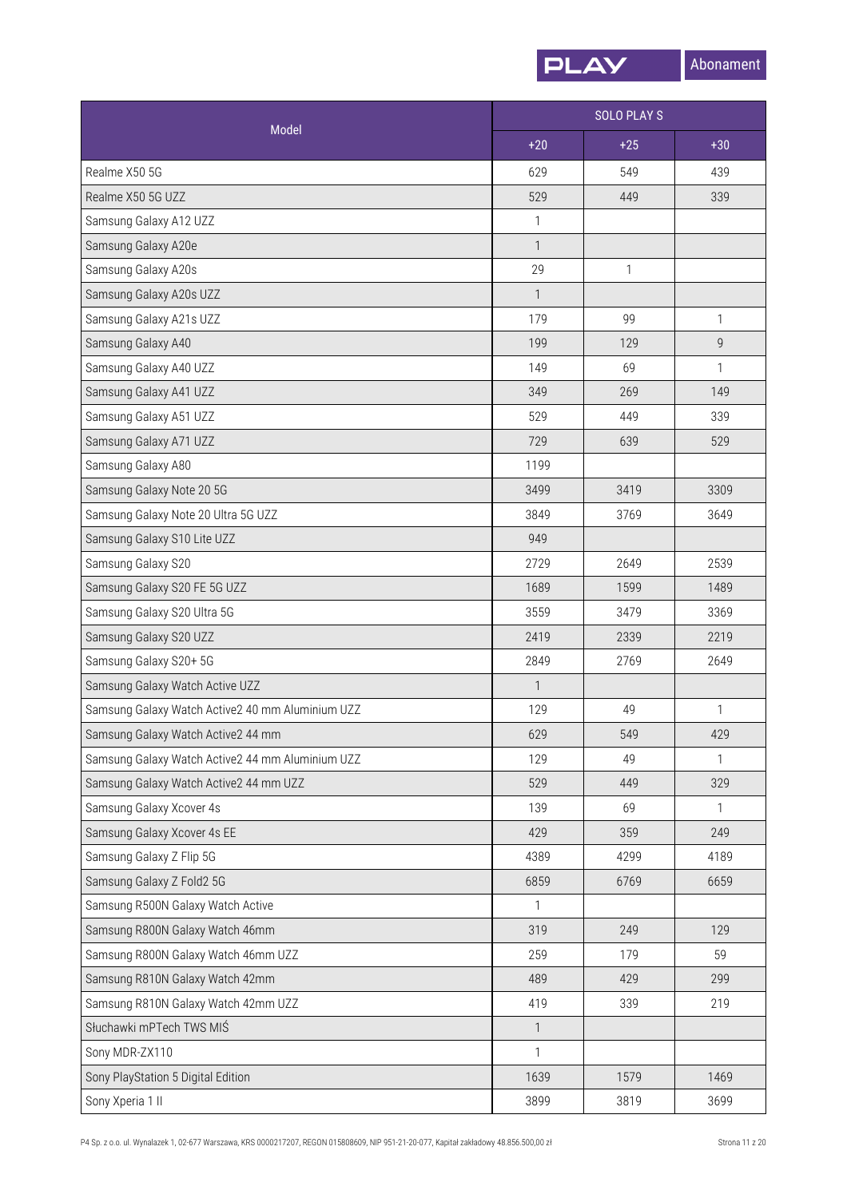| Model | SOLO PLAY S | | |
|---|---|---|---|
| | +20 | +25 | +30 |
| Realme X50 5G | 629 | 549 | 439 |
| Realme X50 5G UZZ | 529 | 449 | 339 |
| Samsung Galaxy A12 UZZ | 1 | | |
| Samsung Galaxy A20e | 1 | | |
| Samsung Galaxy A20s | 29 | 1 | |
| Samsung Galaxy A20s UZZ | 1 | | |
| Samsung Galaxy A21s UZZ | 179 | 99 | 1 |
| Samsung Galaxy A40 | 199 | 129 | 9 |
| Samsung Galaxy A40 UZZ | 149 | 69 | 1 |
| Samsung Galaxy A41 UZZ | 349 | 269 | 149 |
| Samsung Galaxy A51 UZZ | 529 | 449 | 339 |
| Samsung Galaxy A71 UZZ | 729 | 639 | 529 |
| Samsung Galaxy A80 | 1199 | | |
| Samsung Galaxy Note 20 5G | 3499 | 3419 | 3309 |
| Samsung Galaxy Note 20 Ultra 5G UZZ | 3849 | 3769 | 3649 |
| Samsung Galaxy S10 Lite UZZ | 949 | | |
| Samsung Galaxy S20 | 2729 | 2649 | 2539 |
| Samsung Galaxy S20 FE 5G UZZ | 1689 | 1599 | 1489 |
| Samsung Galaxy S20 Ultra 5G | 3559 | 3479 | 3369 |
| Samsung Galaxy S20 UZZ | 2419 | 2339 | 2219 |
| Samsung Galaxy S20+ 5G | 2849 | 2769 | 2649 |
| Samsung Galaxy Watch Active UZZ | 1 | | |
| Samsung Galaxy Watch Active2 40 mm Aluminium UZZ | 129 | 49 | 1 |
| Samsung Galaxy Watch Active2 44 mm | 629 | 549 | 429 |
| Samsung Galaxy Watch Active2 44 mm Aluminium UZZ | 129 | 49 | 1 |
| Samsung Galaxy Watch Active2 44 mm UZZ | 529 | 449 | 329 |
| Samsung Galaxy Xcover 4s | 139 | 69 | 1 |
| Samsung Galaxy Xcover 4s EE | 429 | 359 | 249 |
| Samsung Galaxy Z Flip 5G | 4389 | 4299 | 4189 |
| Samsung Galaxy Z Fold2 5G | 6859 | 6769 | 6659 |
| Samsung R500N Galaxy Watch Active | 1 | | |
| Samsung R800N Galaxy Watch 46mm | 319 | 249 | 129 |
| Samsung R800N Galaxy Watch 46mm UZZ | 259 | 179 | 59 |
| Samsung R810N Galaxy Watch 42mm | 489 | 429 | 299 |
| Samsung R810N Galaxy Watch 42mm UZZ | 419 | 339 | 219 |
| Słuchawki mPTech TWS MIŚ | 1 | | |
| Sony MDR-ZX110 | 1 | | |
| Sony PlayStation 5 Digital Edition | 1639 | 1579 | 1469 |
| Sony Xperia 1 II | 3899 | 3819 | 3699 |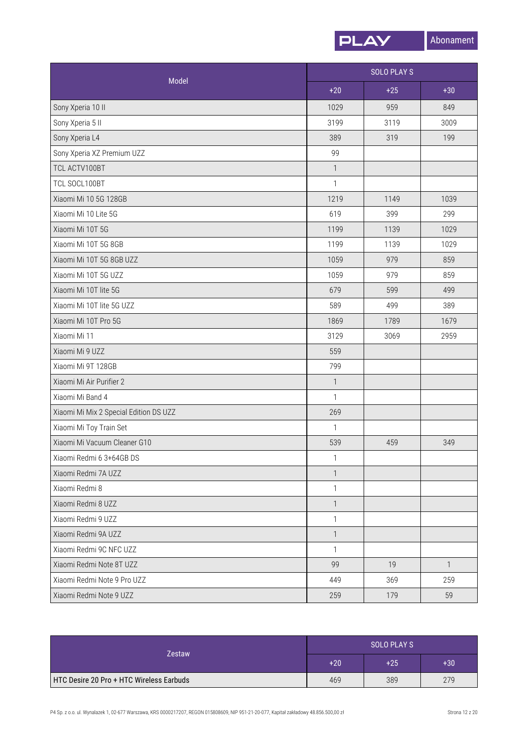| Model | SOLO PLAY S | | |
|---|---|---|---|
| | +20 | +25 | +30 |
| Sony Xperia 10 II | 1029 | 959 | 849 |
| Sony Xperia 5 II | 3199 | 3119 | 3009 |
| Sony Xperia L4 | 389 | 319 | 199 |
| Sony Xperia XZ Premium UZZ | 99 | | |
| TCL ACTV100BT | 1 | | |
| TCL SOCL100BT | 1 | | |
| Xiaomi Mi 10 5G 128GB | 1219 | 1149 | 1039 |
| Xiaomi Mi 10 Lite 5G | 619 | 399 | 299 |
| Xiaomi Mi 10T 5G | 1199 | 1139 | 1029 |
| Xiaomi Mi 10T 5G 8GB | 1199 | 1139 | 1029 |
| Xiaomi Mi 10T 5G 8GB UZZ | 1059 | 979 | 859 |
| Xiaomi Mi 10T 5G UZZ | 1059 | 979 | 859 |
| Xiaomi Mi 10T lite 5G | 679 | 599 | 499 |
| Xiaomi Mi 10T lite 5G UZZ | 589 | 499 | 389 |
| Xiaomi Mi 10T Pro 5G | 1869 | 1789 | 1679 |
| Xiaomi Mi 11 | 3129 | 3069 | 2959 |
| Xiaomi Mi 9 UZZ | 559 | | |
| Xiaomi Mi 9T 128GB | 799 | | |
| Xiaomi Mi Air Purifier 2 | 1 | | |
| Xiaomi Mi Band 4 | 1 | | |
| Xiaomi Mi Mix 2 Special Edition DS UZZ | 269 | | |
| Xiaomi Mi Toy Train Set | 1 | | |
| Xiaomi Mi Vacuum Cleaner G10 | 539 | 459 | 349 |
| Xiaomi Redmi 6 3+64GB DS | 1 | | |
| Xiaomi Redmi 7A UZZ | 1 | | |
| Xiaomi Redmi 8 | 1 | | |
| Xiaomi Redmi 8 UZZ | 1 | | |
| Xiaomi Redmi 9 UZZ | 1 | | |
| Xiaomi Redmi 9A UZZ | 1 | | |
| Xiaomi Redmi 9C NFC UZZ | 1 | | |
| Xiaomi Redmi Note 8T UZZ | 99 | 19 | 1 |
| Xiaomi Redmi Note 9 Pro UZZ | 449 | 369 | 259 |
| Xiaomi Redmi Note 9 UZZ | 259 | 179 | 59 |

| Zestaw | SOLO PLAY S | | |
|---|---|---|---|
| | +20 | +25 | +30 |
| **HTC Desire 20 Pro + HTC Wireless Earbuds** | 469 | 389 | 279 |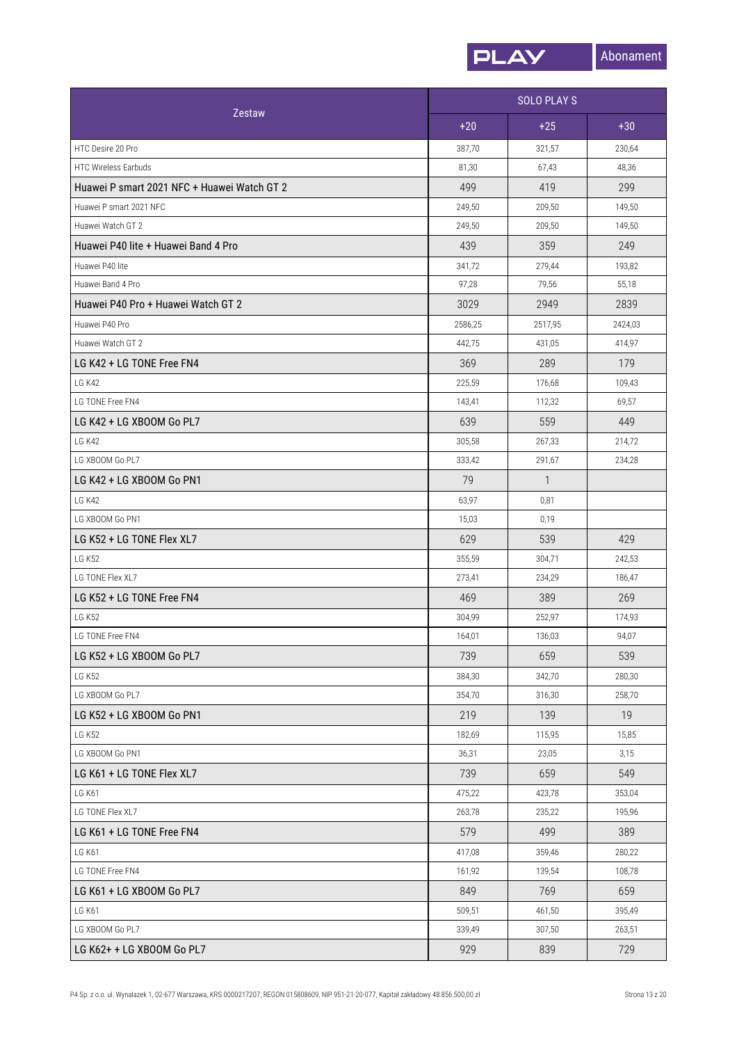| Zestaw | SOLO PLAY S | | |
|---|---|---|---|
| | +20 | +25 | +30 |
| HTC Desire 20 Pro | 387,70 | 321,57 | 230,64 |
| HTC Wireless Earbuds | 81,30 | 67,43 | 48,36 |
| Huawei P smart 2021 NFC + Huawei Watch GT 2 | 499 | 419 | 299 |
| Huawei P smart 2021 NFC | 249,50 | 209,50 | 149,50 |
| Huawei Watch GT 2 | 249,50 | 209,50 | 149,50 |
| Huawei P40 lite + Huawei Band 4 Pro | 439 | 359 | 249 |
| Huawei P40 lite | 341,72 | 279,44 | 193,82 |
| Huawei Band 4 Pro | 97,28 | 79,56 | 55,18 |
| Huawei P40 Pro + Huawei Watch GT 2 | 3029 | 2949 | 2839 |
| Huawei P40 Pro | 2586,25 | 2517,95 | 2424,03 |
| Huawei Watch GT 2 | 442,75 | 431,05 | 414,97 |
| LG K42 + LG TONE Free FN4 | 369 | 289 | 179 |
| LG K42 | 225,59 | 176,68 | 109,43 |
| LG TONE Free FN4 | 143,41 | 112,32 | 69,57 |
| LG K42 + LG XBOOM Go PL7 | 639 | 559 | 449 |
| LG K42 | 305,58 | 267,33 | 214,72 |
| LG XBOOM Go PL7 | 333,42 | 291,67 | 234,28 |
| LG K42 + LG XBOOM Go PN1 | 79 | 1 | |
| LG K42 | 63,97 | 0,81 | |
| LG XBOOM Go PN1 | 15,03 | 0,19 | |
| LG K52 + LG TONE Flex XL7 | 629 | 539 | 429 |
| LG K52 | 355,59 | 304,71 | 242,53 |
| LG TONE Flex XL7 | 273,41 | 234,29 | 186,47 |
| LG K52 + LG TONE Free FN4 | 469 | 389 | 269 |
| LG K52 | 304,99 | 252,97 | 174,93 |
| LG TONE Free FN4 | 164,01 | 136,03 | 94,07 |
| LG K52 + LG XBOOM Go PL7 | 739 | 659 | 539 |
| LG K52 | 384,30 | 342,70 | 280,30 |
| LG XBOOM Go PL7 | 354,70 | 316,30 | 258,70 |
| LG K52 + LG XBOOM Go PN1 | 219 | 139 | 19 |
| LG K52 | 182,69 | 115,95 | 15,85 |
| LG XBOOM Go PN1 | 36,31 | 23,05 | 3,15 |
| LG K61 + LG TONE Flex XL7 | 739 | 659 | 549 |
| LG K61 | 475,22 | 423,78 | 353,04 |
| LG TONE Flex XL7 | 263,78 | 235,22 | 195,96 |
| LG K61 + LG TONE Free FN4 | 579 | 499 | 389 |
| LG K61 | 417,08 | 359,46 | 280,22 |
| LG TONE Free FN4 | 161,92 | 139,54 | 108,78 |
| LG K61 + LG XBOOM Go PL7 | 849 | 769 | 659 |
| LG K61 | 509,51 | 461,50 | 395,49 |
| LG XBOOM Go PL7 | 339,49 | 307,50 | 263,51 |
| LG K62+ + LG XBOOM Go PL7 | 929 | 839 | 729 |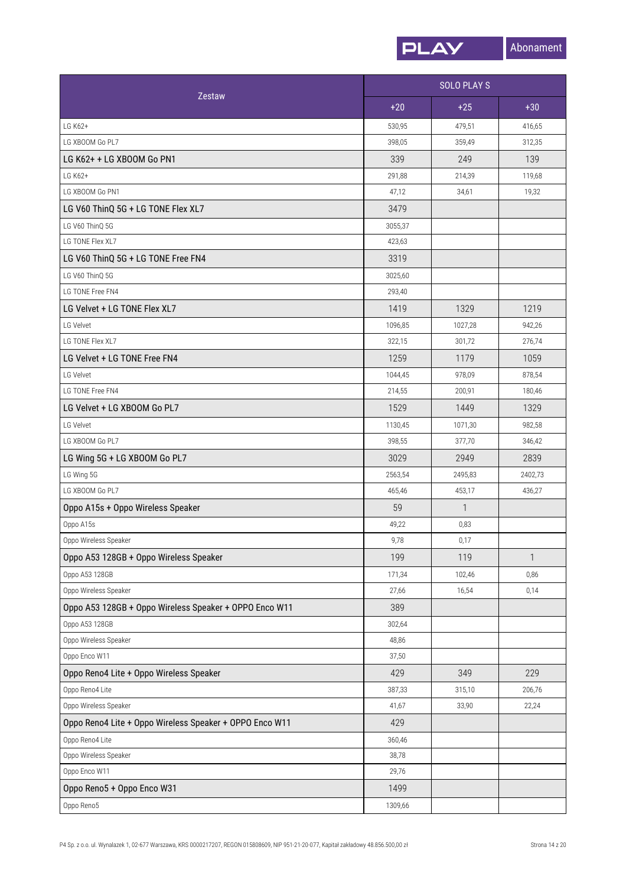| Zestaw | SOLO PLAY S | | |
|---|---|---|---|
| | +20 | +25 | +30 |
| LG K62+ | 530,95 | 479,51 | 416,65 |
| LG XBOOM Go PL7 | 398,05 | 359,49 | 312,35 |
| LG K62+ + LG XBOOM Go PN1 | 339 | 249 | 139 |
| LG K62+ | 291,88 | 214,39 | 119,68 |
| LG XBOOM Go PN1 | 47,12 | 34,61 | 19,32 |
| LG V60 ThinQ 5G + LG TONE Flex XL7 | 3479 | | |
| LG V60 ThinQ 5G | 3055,37 | | |
| LG TONE Flex XL7 | 423,63 | | |
| LG V60 ThinQ 5G + LG TONE Free FN4 | 3319 | | |
| LG V60 ThinQ 5G | 3025,60 | | |
| LG TONE Free FN4 | 293,40 | | |
| LG Velvet + LG TONE Flex XL7 | 1419 | 1329 | 1219 |
| LG Velvet | 1096,85 | 1027,28 | 942,26 |
| LG TONE Flex XL7 | 322,15 | 301,72 | 276,74 |
| LG Velvet + LG TONE Free FN4 | 1259 | 1179 | 1059 |
| LG Velvet | 1044,45 | 978,09 | 878,54 |
| LG TONE Free FN4 | 214,55 | 200,91 | 180,46 |
| LG Velvet + LG XBOOM Go PL7 | 1529 | 1449 | 1329 |
| LG Velvet | 1130,45 | 1071,30 | 982,58 |
| LG XBOOM Go PL7 | 398,55 | 377,70 | 346,42 |
| LG Wing 5G + LG XBOOM Go PL7 | 3029 | 2949 | 2839 |
| LG Wing 5G | 2563,54 | 2495,83 | 2402,73 |
| LG XBOOM Go PL7 | 465,46 | 453,17 | 436,27 |
| Oppo A15s + Oppo Wireless Speaker | 59 | 1 | |
| Oppo A15s | 49,22 | 0,83 | |
| Oppo Wireless Speaker | 9,78 | 0,17 | |
| Oppo A53 128GB + Oppo Wireless Speaker | 199 | 119 | 1 |
| Oppo A53 128GB | 171,34 | 102,46 | 0,86 |
| Oppo Wireless Speaker | 27,66 | 16,54 | 0,14 |
| Oppo A53 128GB + Oppo Wireless Speaker + OPPO Enco W11 | 389 | | |
| Oppo A53 128GB | 302,64 | | |
| Oppo Wireless Speaker | 48,86 | | |
| Oppo Enco W11 | 37,50 | | |
| Oppo Reno4 Lite + Oppo Wireless Speaker | 429 | 349 | 229 |
| Oppo Reno4 Lite | 387,33 | 315,10 | 206,76 |
| Oppo Wireless Speaker | 41,67 | 33,90 | 22,24 |
| Oppo Reno4 Lite + Oppo Wireless Speaker + OPPO Enco W11 | 429 | | |
| Oppo Reno4 Lite | 360,46 | | |
| Oppo Wireless Speaker | 38,78 | | |
| Oppo Enco W11 | 29,76 | | |
| Oppo Reno5 + Oppo Enco W31 | 1499 | | |
| Oppo Reno5 | 1309,66 | | |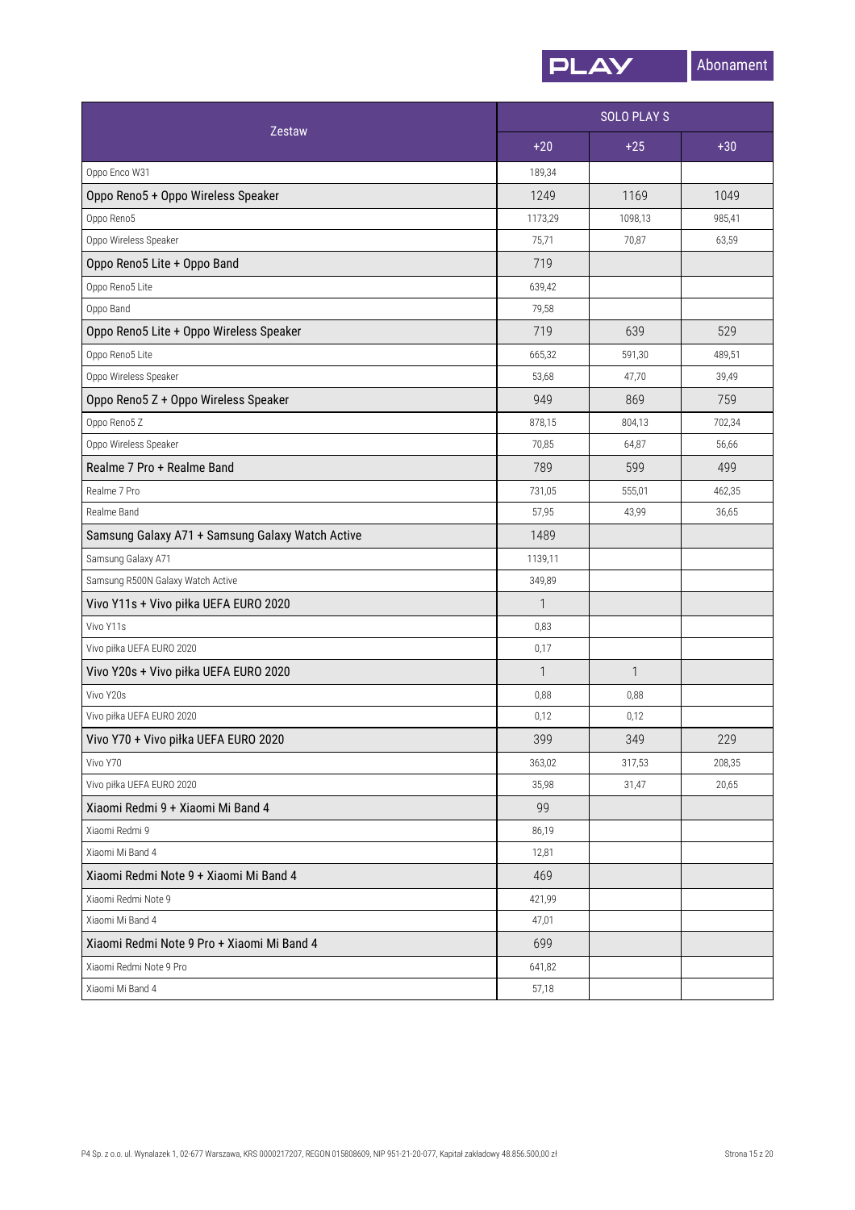| Zestaw | SOLO PLAY S | | |
|---|---|---|---|
| | +20 | +25 | +30 |
| Oppo Enco W31 | 189,34 | | |
| Oppo Reno5 + Oppo Wireless Speaker | 1249 | 1169 | 1049 |
| Oppo Reno5 | 1173,29 | 1098,13 | 985,41 |
| Oppo Wireless Speaker | 75,71 | 70,87 | 63,59 |
| Oppo Reno5 Lite + Oppo Band | 719 | | |
| Oppo Reno5 Lite | 639,42 | | |
| Oppo Band | 79,58 | | |
| Oppo Reno5 Lite + Oppo Wireless Speaker | 719 | 639 | 529 |
| Oppo Reno5 Lite | 665,32 | 591,30 | 489,51 |
| Oppo Wireless Speaker | 53,68 | 47,70 | 39,49 |
| Oppo Reno5 Z + Oppo Wireless Speaker | 949 | 869 | 759 |
| Oppo Reno5 Z | 878,15 | 804,13 | 702,34 |
| Oppo Wireless Speaker | 70,85 | 64,87 | 56,66 |
| Realme 7 Pro + Realme Band | 789 | 599 | 499 |
| Realme 7 Pro | 731,05 | 555,01 | 462,35 |
| Realme Band | 57,95 | 43,99 | 36,65 |
| Samsung Galaxy A71 + Samsung Galaxy Watch Active | 1489 | | |
| Samsung Galaxy A71 | 1139,11 | | |
| Samsung R500N Galaxy Watch Active | 349,89 | | |
| Vivo Y11s + Vivo piłka UEFA EURO 2020 | 1 | | |
| Vivo Y11s | 0,83 | | |
| Vivo piłka UEFA EURO 2020 | 0,17 | | |
| Vivo Y20s + Vivo piłka UEFA EURO 2020 | 1 | 1 | |
| Vivo Y20s | 0,88 | 0,88 | |
| Vivo piłka UEFA EURO 2020 | 0,12 | 0,12 | |
| Vivo Y70 + Vivo piłka UEFA EURO 2020 | 399 | 349 | 229 |
| Vivo Y70 | 363,02 | 317,53 | 208,35 |
| Vivo piłka UEFA EURO 2020 | 35,98 | 31,47 | 20,65 |
| Xiaomi Redmi 9 + Xiaomi Mi Band 4 | 99 | | |
| Xiaomi Redmi 9 | 86,19 | | |
| Xiaomi Mi Band 4 | 12,81 | | |
| Xiaomi Redmi Note 9 + Xiaomi Mi Band 4 | 469 | | |
| Xiaomi Redmi Note 9 | 421,99 | | |
| Xiaomi Mi Band 4 | 47,01 | | |
| Xiaomi Redmi Note 9 Pro + Xiaomi Mi Band 4 | 699 | | |
| Xiaomi Redmi Note 9 Pro | 641,82 | | |
| Xiaomi Mi Band 4 | 57,18 | | |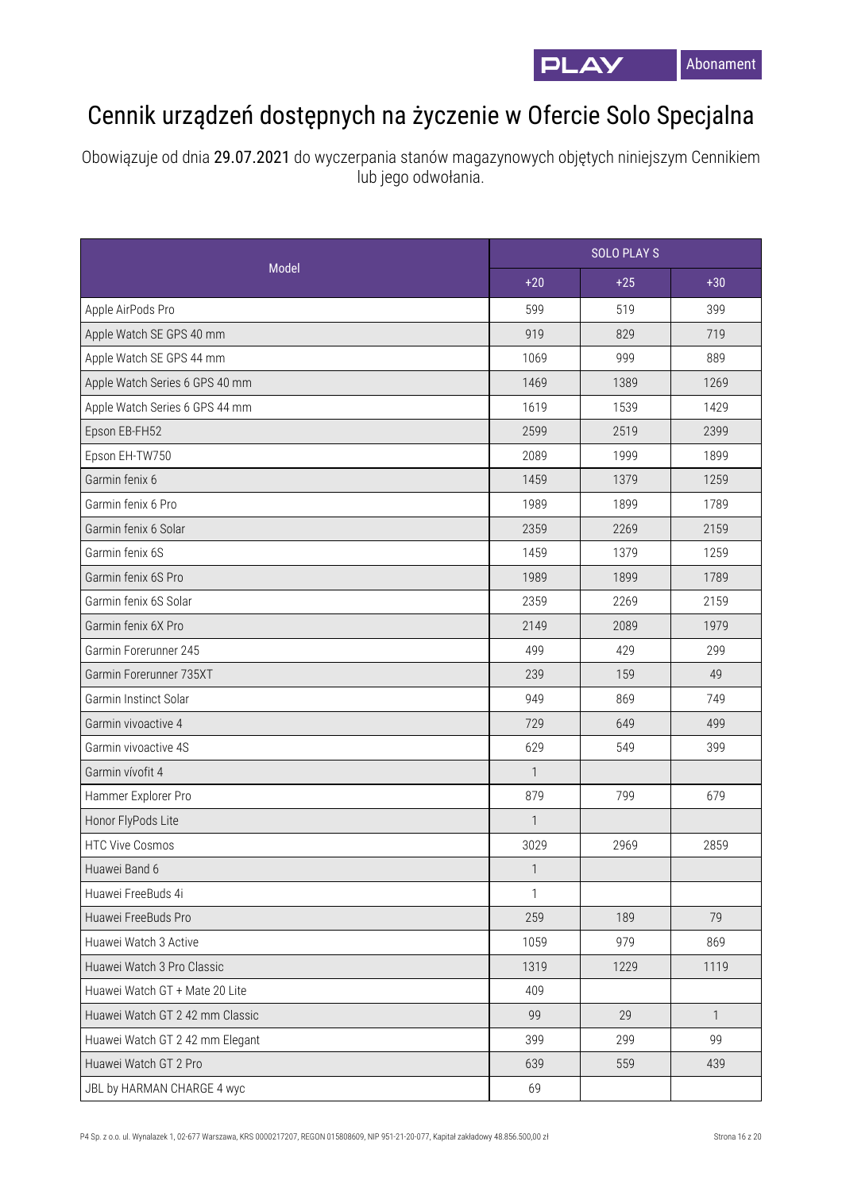# Cennik urządzeń dostępnych na życzenie w Ofercie Solo Specjalna

Obowiązuje od dnia 29.07.2021 do wyczerpania stanów magazynowych objętych niniejszym Cennikiem lub jego odwołania.

| Model | SOLO PLAY S | | |
|---|---|---|---|
| | +20 | +25 | +30 |
| Apple AirPods Pro | 599 | 519 | 399 |
| Apple Watch SE GPS 40 mm | 919 | 829 | 719 |
| Apple Watch SE GPS 44 mm | 1069 | 999 | 889 |
| Apple Watch Series 6 GPS 40 mm | 1469 | 1389 | 1269 |
| Apple Watch Series 6 GPS 44 mm | 1619 | 1539 | 1429 |
| Epson EB-FH52 | 2599 | 2519 | 2399 |
| Epson EH-TW750 | 2089 | 1999 | 1899 |
| Garmin fenix 6 | 1459 | 1379 | 1259 |
| Garmin fenix 6 Pro | 1989 | 1899 | 1789 |
| Garmin fenix 6 Solar | 2359 | 2269 | 2159 |
| Garmin fenix 6S | 1459 | 1379 | 1259 |
| Garmin fenix 6S Pro | 1989 | 1899 | 1789 |
| Garmin fenix 6S Solar | 2359 | 2269 | 2159 |
| Garmin fenix 6X Pro | 2149 | 2089 | 1979 |
| Garmin Forerunner 245 | 499 | 429 | 299 |
| Garmin Forerunner 735XT | 239 | 159 | 49 |
| Garmin Instinct Solar | 949 | 869 | 749 |
| Garmin vivoactive 4 | 729 | 649 | 499 |
| Garmin vivoactive 4S | 629 | 549 | 399 |
| Garmin vívofit 4 | 1 | | |
| Hammer Explorer Pro | 879 | 799 | 679 |
| Honor FlyPods Lite | 1 | | |
| HTC Vive Cosmos | 3029 | 2969 | 2859 |
| Huawei Band 6 | 1 | | |
| Huawei FreeBuds 4i | 1 | | |
| Huawei FreeBuds Pro | 259 | 189 | 79 |
| Huawei Watch 3 Active | 1059 | 979 | 869 |
| Huawei Watch 3 Pro Classic | 1319 | 1229 | 1119 |
| Huawei Watch GT + Mate 20 Lite | 409 | | |
| Huawei Watch GT 2 42 mm Classic | 99 | 29 | 1 |
| Huawei Watch GT 2 42 mm Elegant | 399 | 299 | 99 |
| Huawei Watch GT 2 Pro | 639 | 559 | 439 |
| JBL by HARMAN CHARGE 4 wyc | 69 | | |

P4 Sp. z o.o. ul. Wynalazek 1, 02-677 Warszawa, KRS 0000217207, REGON 015808609, NIP 951-21-20-077, Kapitał zakładowy 48.856.500,00 zł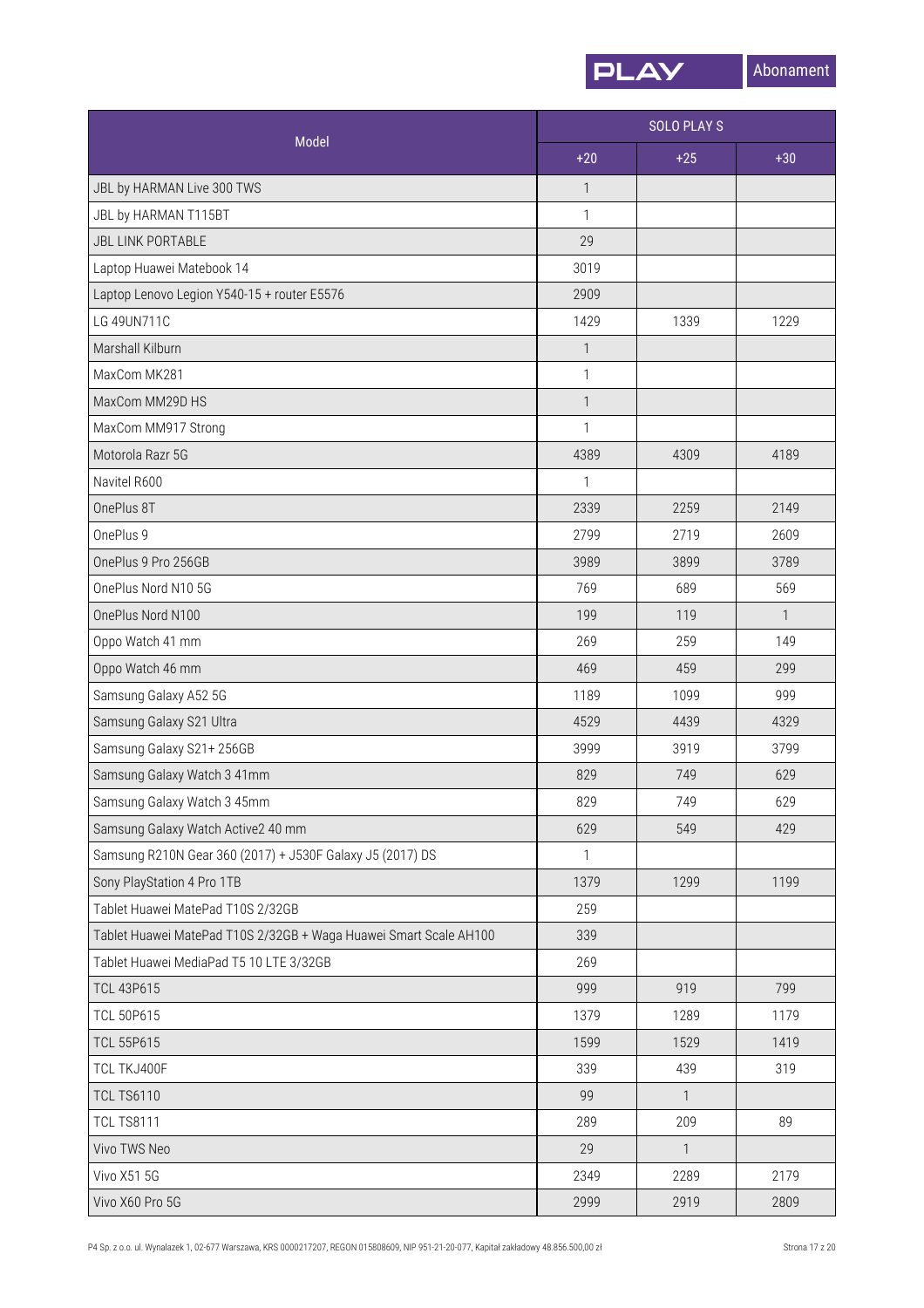| Model | SOLO PLAY S | | |
|---|---|---|---|
| | +20 | +25 | +30 |
| JBL by HARMAN Live 300 TWS | 1 | | |
| JBL by HARMAN T115BT | 1 | | |
| JBL LINK PORTABLE | 29 | | |
| Laptop Huawei Matebook 14 | 3019 | | |
| Laptop Lenovo Legion Y540-15 + router E5576 | 2909 | | |
| LG 49UN711C | 1429 | 1339 | 1229 |
| Marshall Kilburn | 1 | | |
| MaxCom MK281 | 1 | | |
| MaxCom MM29D HS | 1 | | |
| MaxCom MM917 Strong | 1 | | |
| Motorola Razr 5G | 4389 | 4309 | 4189 |
| Navitel R600 | 1 | | |
| OnePlus 8T | 2339 | 2259 | 2149 |
| OnePlus 9 | 2799 | 2719 | 2609 |
| OnePlus 9 Pro 256GB | 3989 | 3899 | 3789 |
| OnePlus Nord N10 5G | 769 | 689 | 569 |
| OnePlus Nord N100 | 199 | 119 | 1 |
| Oppo Watch 41 mm | 269 | 259 | 149 |
| Oppo Watch 46 mm | 469 | 459 | 299 |
| Samsung Galaxy A52 5G | 1189 | 1099 | 999 |
| Samsung Galaxy S21 Ultra | 4529 | 4439 | 4329 |
| Samsung Galaxy S21+ 256GB | 3999 | 3919 | 3799 |
| Samsung Galaxy Watch 3 41mm | 829 | 749 | 629 |
| Samsung Galaxy Watch 3 45mm | 829 | 749 | 629 |
| Samsung Galaxy Watch Active2 40 mm | 629 | 549 | 429 |
| Samsung R210N Gear 360 (2017) + J530F Galaxy J5 (2017) DS | 1 | | |
| Sony PlayStation 4 Pro 1TB | 1379 | 1299 | 1199 |
| Tablet Huawei MatePad T10S 2/32GB | 259 | | |
| Tablet Huawei MatePad T10S 2/32GB + Waga Huawei Smart Scale AH100 | 339 | | |
| Tablet Huawei MediaPad T5 10 LTE 3/32GB | 269 | | |
| TCL 43P615 | 999 | 919 | 799 |
| TCL 50P615 | 1379 | 1289 | 1179 |
| TCL 55P615 | 1599 | 1529 | 1419 |
| TCL TKJ400F | 339 | 439 | 319 |
| TCL TS6110 | 99 | 1 | |
| TCL TS8111 | 289 | 209 | 89 |
| Vivo TWS Neo | 29 | 1 | |
| Vivo X51 5G | 2349 | 2289 | 2179 |
| Vivo X60 Pro 5G | 2999 | 2919 | 2809 |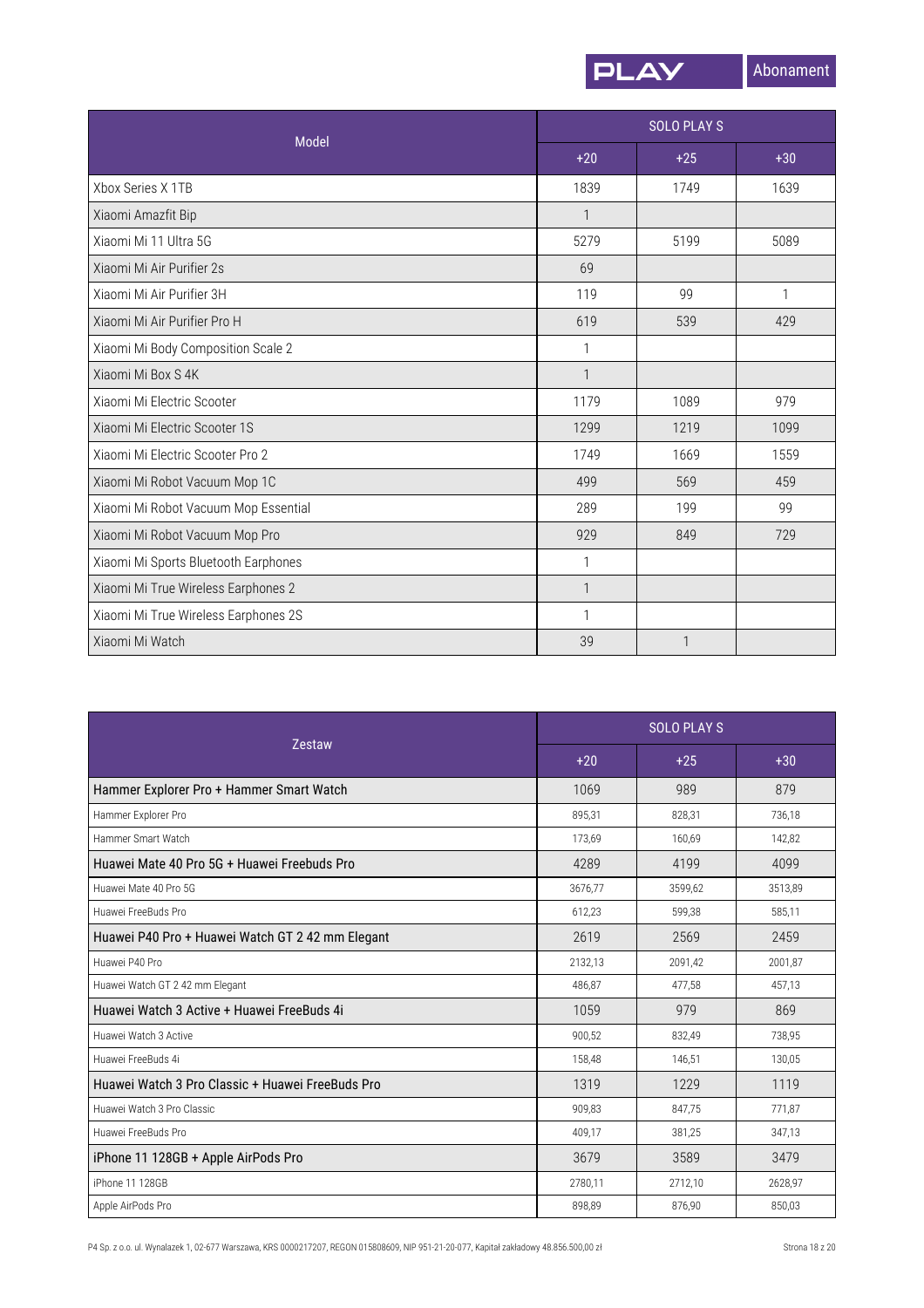| Model | SOLO PLAY S | | |
|---|---|---|---|
| | +20 | +25 | +30 |
| Xbox Series X 1TB | 1839 | 1749 | 1639 |
| Xiaomi Amazfit Bip | 1 | | |
| Xiaomi Mi 11 Ultra 5G | 5279 | 5199 | 5089 |
| Xiaomi Mi Air Purifier 2s | 69 | | |
| Xiaomi Mi Air Purifier 3H | 119 | 99 | 1 |
| Xiaomi Mi Air Purifier Pro H | 619 | 539 | 429 |
| Xiaomi Mi Body Composition Scale 2 | 1 | | |
| Xiaomi Mi Box S 4K | 1 | | |
| Xiaomi Mi Electric Scooter | 1179 | 1089 | 979 |
| Xiaomi Mi Electric Scooter 1S | 1299 | 1219 | 1099 |
| Xiaomi Mi Electric Scooter Pro 2 | 1749 | 1669 | 1559 |
| Xiaomi Mi Robot Vacuum Mop 1C | 499 | 569 | 459 |
| Xiaomi Mi Robot Vacuum Mop Essential | 289 | 199 | 99 |
| Xiaomi Mi Robot Vacuum Mop Pro | 929 | 849 | 729 |
| Xiaomi Mi Sports Bluetooth Earphones | 1 | | |
| Xiaomi Mi True Wireless Earphones 2 | 1 | | |
| Xiaomi Mi True Wireless Earphones 2S | 1 | | |
| Xiaomi Mi Watch | 39 | 1 | |

| Zestaw | SOLO PLAY S | | |
|---|---|---|---|
| | +20 | +25 | +30 |
| Hammer Explorer Pro + Hammer Smart Watch | 1069 | 989 | 879 |
| Hammer Explorer Pro | 895,31 | 828,31 | 736,18 |
| Hammer Smart Watch | 173,69 | 160,69 | 142,82 |
| Huawei Mate 40 Pro 5G + Huawei Freebuds Pro | 4289 | 4199 | 4099 |
| Huawei Mate 40 Pro 5G | 3676,77 | 3599,62 | 3513,89 |
| Huawei FreeBuds Pro | 612,23 | 599,38 | 585,11 |
| Huawei P40 Pro + Huawei Watch GT 2 42 mm Elegant | 2619 | 2569 | 2459 |
| Huawei P40 Pro | 2132,13 | 2091,42 | 2001,87 |
| Huawei Watch GT 2 42 mm Elegant | 486,87 | 477,58 | 457,13 |
| Huawei Watch 3 Active + Huawei FreeBuds 4i | 1059 | 979 | 869 |
| Huawei Watch 3 Active | 900,52 | 832,49 | 738,95 |
| Huawei FreeBuds 4i | 158,48 | 146,51 | 130,05 |
| Huawei Watch 3 Pro Classic + Huawei FreeBuds Pro | 1319 | 1229 | 1119 |
| Huawei Watch 3 Pro Classic | 909,83 | 847,75 | 771,87 |
| Huawei FreeBuds Pro | 409,17 | 381,25 | 347,13 |
| iPhone 11 128GB + Apple AirPods Pro | 3679 | 3589 | 3479 |
| iPhone 11 128GB | 2780,11 | 2712,10 | 2628,97 |
| Apple AirPods Pro | 898,89 | 876,90 | 850,03 |

P4 Sp. z o.o. ul. Wynalazek 1, 02-677 Warszawa, KRS 0000217207, REGON 015808609, NIP 951-21-20-077, Kapitał zakładowy 48.856.500,00 zł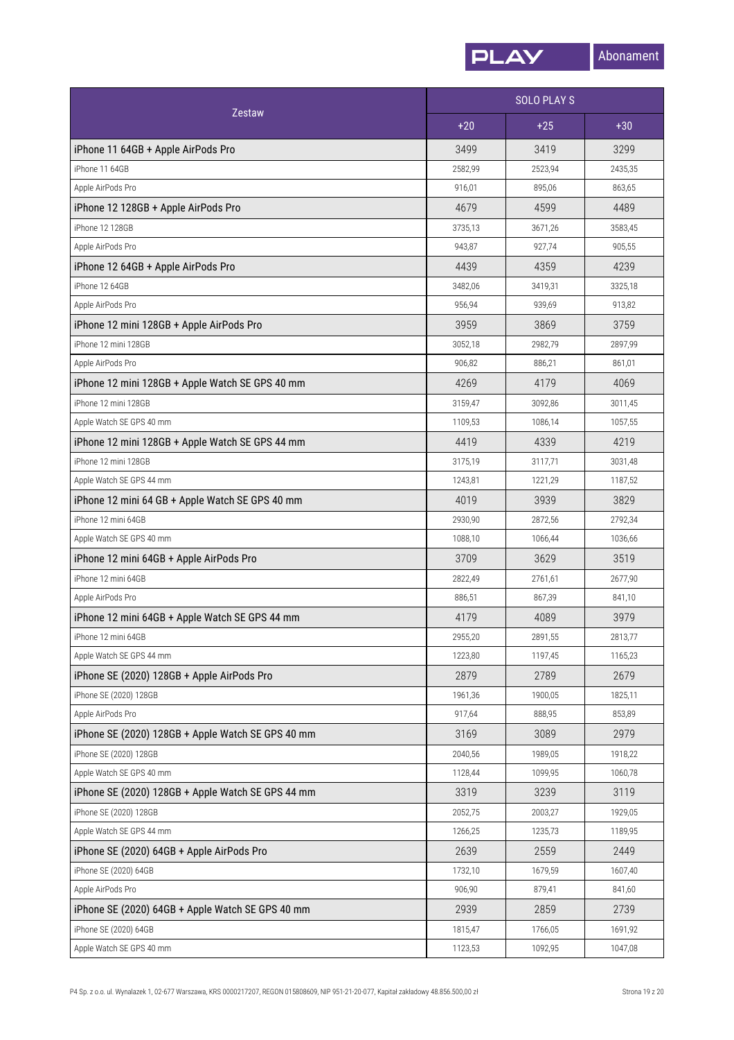| Zestaw | SOLO PLAY S | | |
|---|---|---|---|
| | +20 | +25 | +30 |
| iPhone 11 64GB + Apple AirPods Pro | 3499 | 3419 | 3299 |
| iPhone 11 64GB | 2582,99 | 2523,94 | 2435,35 |
| Apple AirPods Pro | 916,01 | 895,06 | 863,65 |
| iPhone 12 128GB + Apple AirPods Pro | 4679 | 4599 | 4489 |
| iPhone 12 128GB | 3735,13 | 3671,26 | 3583,45 |
| Apple AirPods Pro | 943,87 | 927,74 | 905,55 |
| iPhone 12 64GB + Apple AirPods Pro | 4439 | 4359 | 4239 |
| iPhone 12 64GB | 3482,06 | 3419,31 | 3325,18 |
| Apple AirPods Pro | 956,94 | 939,69 | 913,82 |
| iPhone 12 mini 128GB + Apple AirPods Pro | 3959 | 3869 | 3759 |
| iPhone 12 mini 128GB | 3052,18 | 2982,79 | 2897,99 |
| Apple AirPods Pro | 906,82 | 886,21 | 861,01 |
| iPhone 12 mini 128GB + Apple Watch SE GPS 40 mm | 4269 | 4179 | 4069 |
| iPhone 12 mini 128GB | 3159,47 | 3092,86 | 3011,45 |
| Apple Watch SE GPS 40 mm | 1109,53 | 1086,14 | 1057,55 |
| iPhone 12 mini 128GB + Apple Watch SE GPS 44 mm | 4419 | 4339 | 4219 |
| iPhone 12 mini 128GB | 3175,19 | 3117,71 | 3031,48 |
| Apple Watch SE GPS 44 mm | 1243,81 | 1221,29 | 1187,52 |
| iPhone 12 mini 64 GB + Apple Watch SE GPS 40 mm | 4019 | 3939 | 3829 |
| iPhone 12 mini 64GB | 2930,90 | 2872,56 | 2792,34 |
| Apple Watch SE GPS 40 mm | 1088,10 | 1066,44 | 1036,66 |
| iPhone 12 mini 64GB + Apple AirPods Pro | 3709 | 3629 | 3519 |
| iPhone 12 mini 64GB | 2822,49 | 2761,61 | 2677,90 |
| Apple AirPods Pro | 886,51 | 867,39 | 841,10 |
| iPhone 12 mini 64GB + Apple Watch SE GPS 44 mm | 4179 | 4089 | 3979 |
| iPhone 12 mini 64GB | 2955,20 | 2891,55 | 2813,77 |
| Apple Watch SE GPS 44 mm | 1223,80 | 1197,45 | 1165,23 |
| iPhone SE (2020) 128GB + Apple AirPods Pro | 2879 | 2789 | 2679 |
| iPhone SE (2020) 128GB | 1961,36 | 1900,05 | 1825,11 |
| Apple AirPods Pro | 917,64 | 888,95 | 853,89 |
| iPhone SE (2020) 128GB + Apple Watch SE GPS 40 mm | 3169 | 3089 | 2979 |
| iPhone SE (2020) 128GB | 2040,56 | 1989,05 | 1918,22 |
| Apple Watch SE GPS 40 mm | 1128,44 | 1099,95 | 1060,78 |
| iPhone SE (2020) 128GB + Apple Watch SE GPS 44 mm | 3319 | 3239 | 3119 |
| iPhone SE (2020) 128GB | 2052,75 | 2003,27 | 1929,05 |
| Apple Watch SE GPS 44 mm | 1266,25 | 1235,73 | 1189,95 |
| iPhone SE (2020) 64GB + Apple AirPods Pro | 2639 | 2559 | 2449 |
| iPhone SE (2020) 64GB | 1732,10 | 1679,59 | 1607,40 |
| Apple AirPods Pro | 906,90 | 879,41 | 841,60 |
| iPhone SE (2020) 64GB + Apple Watch SE GPS 40 mm | 2939 | 2859 | 2739 |
| iPhone SE (2020) 64GB | 1815,47 | 1766,05 | 1691,92 |
| Apple Watch SE GPS 40 mm | 1123,53 | 1092,95 | 1047,08 |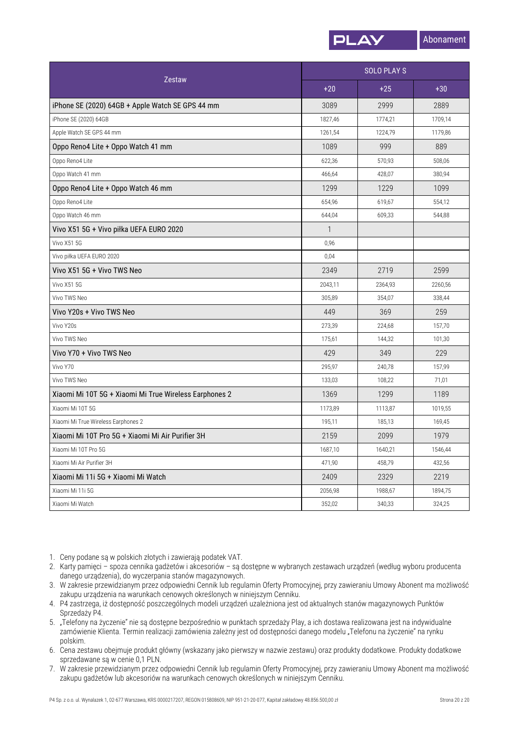PLAY Abonament

| Zestaw | SOLO PLAY S | | |
|---|---|---|---|
| | +20 | +25 | +30 |
| iPhone SE (2020) 64GB + Apple Watch SE GPS 44 mm | 3089 | 2999 | 2889 |
| iPhone SE (2020) 64GB | 1827,46 | 1774,21 | 1709,14 |
| Apple Watch SE GPS 44 mm | 1261,54 | 1224,79 | 1179,86 |
| Oppo Reno4 Lite + Oppo Watch 41 mm | 1089 | 999 | 889 |
| Oppo Reno4 Lite | 622,36 | 570,93 | 508,06 |
| Oppo Watch 41 mm | 466,64 | 428,07 | 380,94 |
| Oppo Reno4 Lite + Oppo Watch 46 mm | 1299 | 1229 | 1099 |
| Oppo Reno4 Lite | 654,96 | 619,67 | 554,12 |
| Oppo Watch 46 mm | 644,04 | 609,33 | 544,88 |
| Vivo X51 5G + Vivo piłka UEFA EURO 2020 | 1 | | |
| Vivo X51 5G | 0,96 | | |
| Vivo piłka UEFA EURO 2020 | 0,04 | | |
| Vivo X51 5G + Vivo TWS Neo | 2349 | 2719 | 2599 |
| Vivo X51 5G | 2043,11 | 2364,93 | 2260,56 |
| Vivo TWS Neo | 305,89 | 354,07 | 338,44 |
| Vivo Y20s + Vivo TWS Neo | 449 | 369 | 259 |
| Vivo Y20s | 273,39 | 224,68 | 157,70 |
| Vivo TWS Neo | 175,61 | 144,32 | 101,30 |
| Vivo Y70 + Vivo TWS Neo | 429 | 349 | 229 |
| Vivo Y70 | 295,97 | 240,78 | 157,99 |
| Vivo TWS Neo | 133,03 | 108,22 | 71,01 |
| Xiaomi Mi 10T 5G + Xiaomi Mi True Wireless Earphones 2 | 1369 | 1299 | 1189 |
| Xiaomi Mi 10T 5G | 1173,89 | 1113,87 | 1019,55 |
| Xiaomi Mi True Wireless Earphones 2 | 195,11 | 185,13 | 169,45 |
| Xiaomi Mi 10T Pro 5G + Xiaomi Mi Air Purifier 3H | 2159 | 2099 | 1979 |
| Xiaomi Mi 10T Pro 5G | 1687,10 | 1640,21 | 1546,44 |
| Xiaomi Mi Air Purifier 3H | 471,90 | 458,79 | 432,56 |
| Xiaomi Mi 11i 5G + Xiaomi Mi Watch | 2409 | 2329 | 2219 |
| Xiaomi Mi 11i 5G | 2056,98 | 1988,67 | 1894,75 |
| Xiaomi Mi Watch | 352,02 | 340,33 | 324,25 |

1. Ceny podane są w polskich złotych i zawierają podatek VAT.
2. Karty pamięci – spoza cennika gadżetów i akcesoriów – są dostępne w wybranych zestawach urządzeń (według wyboru producenta danego urządzenia), do wyczerpania stanów magazynowych.
3. W zakresie przewidzianym przez odpowiedni Cennik lub regulamin Oferty Promocyjnej, przy zawieraniu Umowy Abonent ma możliwość zakupu urządzenia na warunkach cenowych określonych w niniejszym Cenniku.
4. P4 zastrzega, iż dostępność poszczególnych modeli urządzeń uzależniona jest od aktualnych stanów magazynowych Punktów Sprzedaży P4.
5. „Telefony na życzenie" nie są dostępne bezpośrednio w punktach sprzedaży Play, a ich dostawa realizowana jest na indywidualne zamówienie Klienta. Termin realizacji zamówienia zależny jest od dostępności danego modelu „Telefonu na życzenie" na rynku polskim.
6. Cena zestawu obejmuje produkt główny (wskazany jako pierwszy w nazwie zestawu) oraz produkty dodatkowe. Produkty dodatkowe sprzedawane są w cenie 0,1 PLN.
7. W zakresie przewidzianym przez odpowiedni Cennik lub regulamin Oferty Promocyjnej, przy zawieraniu Umowy Abonent ma możliwość zakupu gadżetów lub akcesoriów na warunkach cenowych określonych w niniejszym Cenniku.

P4 Sp. z o.o. ul. Wynalazek 1, 02-677 Warszawa, KRS 0000217207, REGON 015808609, NIP 951-21-20-077, Kapitał zakładowy 48.856.500,00 zł